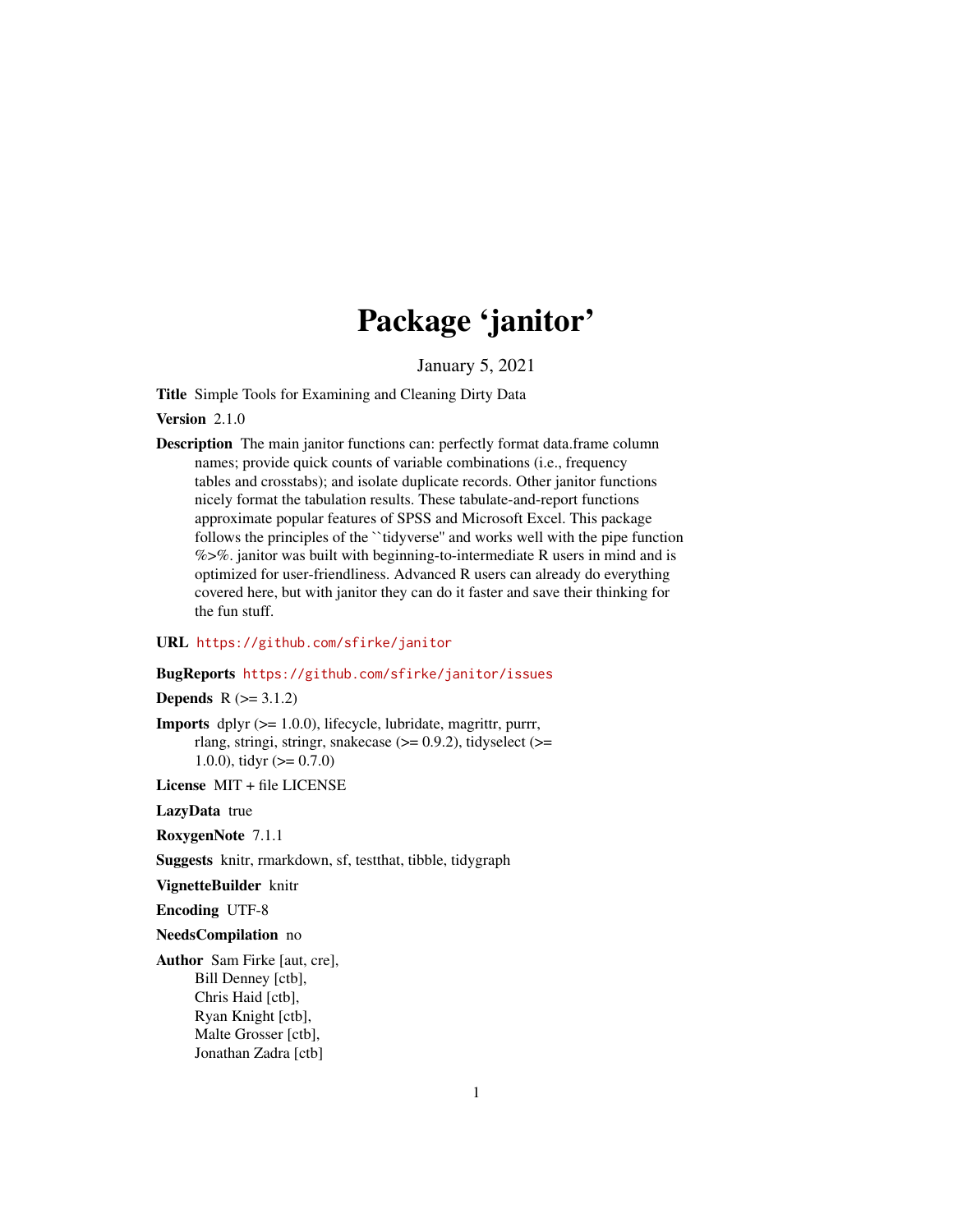# Package 'janitor'

January 5, 2021

**Title** Simple Tools for Examining and Cleaning Dirty Data

**Version** 2.1.0

**Description** The main janitor functions can: perfectly format data.frame column names; provide quick counts of variable combinations (i.e., frequency tables and crosstabs); and isolate duplicate records. Other janitor functions nicely format the tabulation results. These tabulate-and-report functions approximate popular features of SPSS and Microsoft Excel. This package follows the principles of the ``tidyverse'' and works well with the pipe function %>%. janitor was built with beginning-to-intermediate R users in mind and is optimized for user-friendliness. Advanced R users can already do everything covered here, but with janitor they can do it faster and save their thinking for the fun stuff.

**URL** https://github.com/sfirke/janitor

**BugReports** https://github.com/sfirke/janitor/issues

**Depends** R (>= 3.1.2)

**Imports** dplyr (>= 1.0.0), lifecycle, lubridate, magrittr, purrr, rlang, stringi, stringr, snakecase (>= 0.9.2), tidyselect (>= 1.0.0), tidyr (>= 0.7.0)

**License** MIT + file LICENSE

**LazyData** true

**RoxygenNote** 7.1.1

**Suggests** knitr, rmarkdown, sf, testthat, tibble, tidygraph

**VignetteBuilder** knitr

**Encoding** UTF-8

**NeedsCompilation** no

**Author** Sam Firke [aut, cre],
Bill Denney [ctb],
Chris Haid [ctb],
Ryan Knight [ctb],
Malte Grosser [ctb],
Jonathan Zadra [ctb]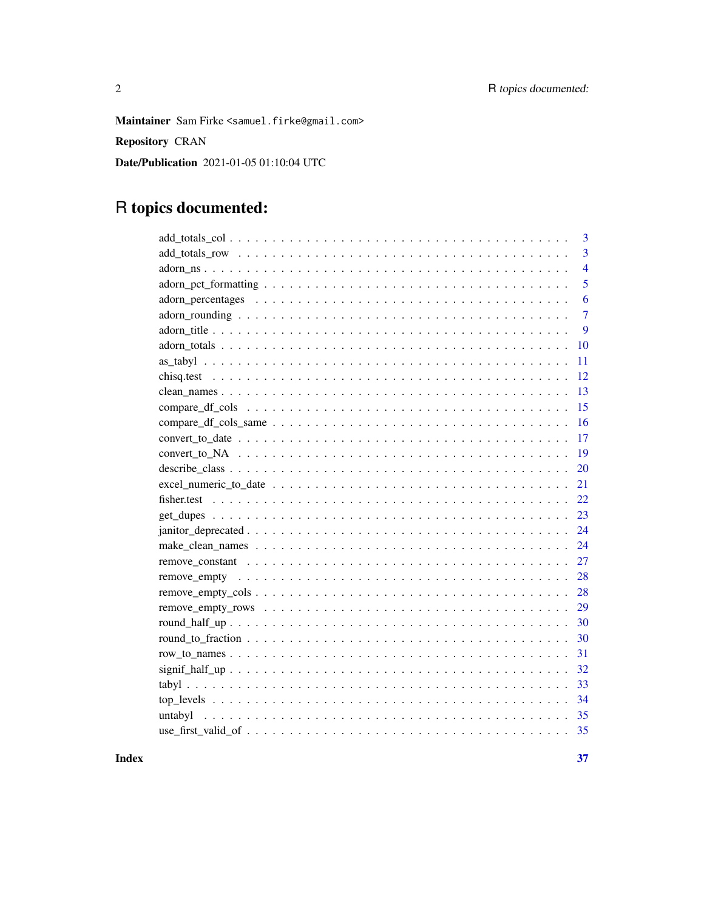**Maintainer** Sam Firke <samuel.firke@gmail.com>

**Repository** CRAN

**Date/Publication** 2021-01-05 01:10:04 UTC

# R topics documented:

add_totals_col . . . . . . . . . . . . . . . . . . . . . . . . . . . . . . . . . . . . 3
add_totals_row . . . . . . . . . . . . . . . . . . . . . . . . . . . . . . . . . . . . 3
adorn_ns . . . . . . . . . . . . . . . . . . . . . . . . . . . . . . . . . . . . . . . 4
adorn_pct_formatting . . . . . . . . . . . . . . . . . . . . . . . . . . . . . . . . 5
adorn_percentages . . . . . . . . . . . . . . . . . . . . . . . . . . . . . . . . . 6
adorn_rounding . . . . . . . . . . . . . . . . . . . . . . . . . . . . . . . . . . . 7
adorn_title . . . . . . . . . . . . . . . . . . . . . . . . . . . . . . . . . . . . . 9
adorn_totals . . . . . . . . . . . . . . . . . . . . . . . . . . . . . . . . . . . . 10
as_tabyl . . . . . . . . . . . . . . . . . . . . . . . . . . . . . . . . . . . . . . 11
chisq.test . . . . . . . . . . . . . . . . . . . . . . . . . . . . . . . . . . . . . 12
clean_names . . . . . . . . . . . . . . . . . . . . . . . . . . . . . . . . . . . . 13
compare_df_cols . . . . . . . . . . . . . . . . . . . . . . . . . . . . . . . . . . 15
compare_df_cols_same . . . . . . . . . . . . . . . . . . . . . . . . . . . . . . . 16
convert_to_date . . . . . . . . . . . . . . . . . . . . . . . . . . . . . . . . . . 17
convert_to_NA . . . . . . . . . . . . . . . . . . . . . . . . . . . . . . . . . . . 19
describe_class . . . . . . . . . . . . . . . . . . . . . . . . . . . . . . . . . . . 20
excel_numeric_to_date . . . . . . . . . . . . . . . . . . . . . . . . . . . . . . . 21
fisher.test . . . . . . . . . . . . . . . . . . . . . . . . . . . . . . . . . . . . . 22
get_dupes . . . . . . . . . . . . . . . . . . . . . . . . . . . . . . . . . . . . . 23
janitor_deprecated . . . . . . . . . . . . . . . . . . . . . . . . . . . . . . . . . 24
make_clean_names . . . . . . . . . . . . . . . . . . . . . . . . . . . . . . . . . 24
remove_constant . . . . . . . . . . . . . . . . . . . . . . . . . . . . . . . . . . 27
remove_empty . . . . . . . . . . . . . . . . . . . . . . . . . . . . . . . . . . . 28
remove_empty_cols . . . . . . . . . . . . . . . . . . . . . . . . . . . . . . . . . 28
remove_empty_rows . . . . . . . . . . . . . . . . . . . . . . . . . . . . . . . . . 29
round_half_up . . . . . . . . . . . . . . . . . . . . . . . . . . . . . . . . . . . 30
round_to_fraction . . . . . . . . . . . . . . . . . . . . . . . . . . . . . . . . . . 30
row_to_names . . . . . . . . . . . . . . . . . . . . . . . . . . . . . . . . . . . . 31
signif_half_up . . . . . . . . . . . . . . . . . . . . . . . . . . . . . . . . . . . 32
tabyl . . . . . . . . . . . . . . . . . . . . . . . . . . . . . . . . . . . . . . . . 33
top_levels . . . . . . . . . . . . . . . . . . . . . . . . . . . . . . . . . . . . . 34
untabyl . . . . . . . . . . . . . . . . . . . . . . . . . . . . . . . . . . . . . . . 35
use_first_valid_of . . . . . . . . . . . . . . . . . . . . . . . . . . . . . . . . . 35

**Index** **37**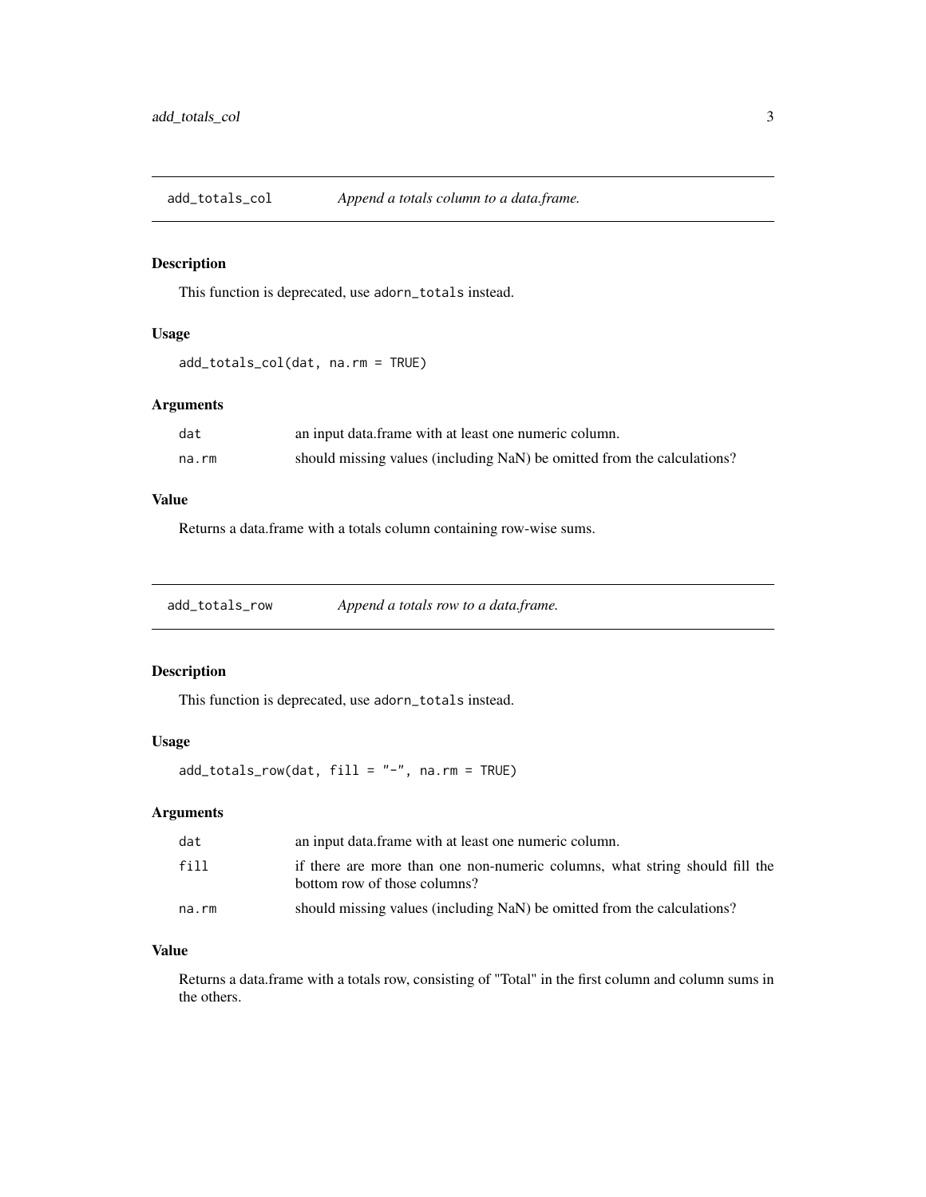## add_totals_col — *Append a totals column to a data.frame.*

### Description

This function is deprecated, use `adorn_totals` instead.

### Usage

```
add_totals_col(dat, na.rm = TRUE)
```

### Arguments

| | |
|---|---|
| `dat` | an input data.frame with at least one numeric column. |
| `na.rm` | should missing values (including NaN) be omitted from the calculations? |

### Value

Returns a data.frame with a totals column containing row-wise sums.

## add_totals_row — *Append a totals row to a data.frame.*

### Description

This function is deprecated, use `adorn_totals` instead.

### Usage

```
add_totals_row(dat, fill = "-", na.rm = TRUE)
```

### Arguments

| | |
|---|---|
| `dat` | an input data.frame with at least one numeric column. |
| `fill` | if there are more than one non-numeric columns, what string should fill the bottom row of those columns? |
| `na.rm` | should missing values (including NaN) be omitted from the calculations? |

### Value

Returns a data.frame with a totals row, consisting of "Total" in the first column and column sums in the others.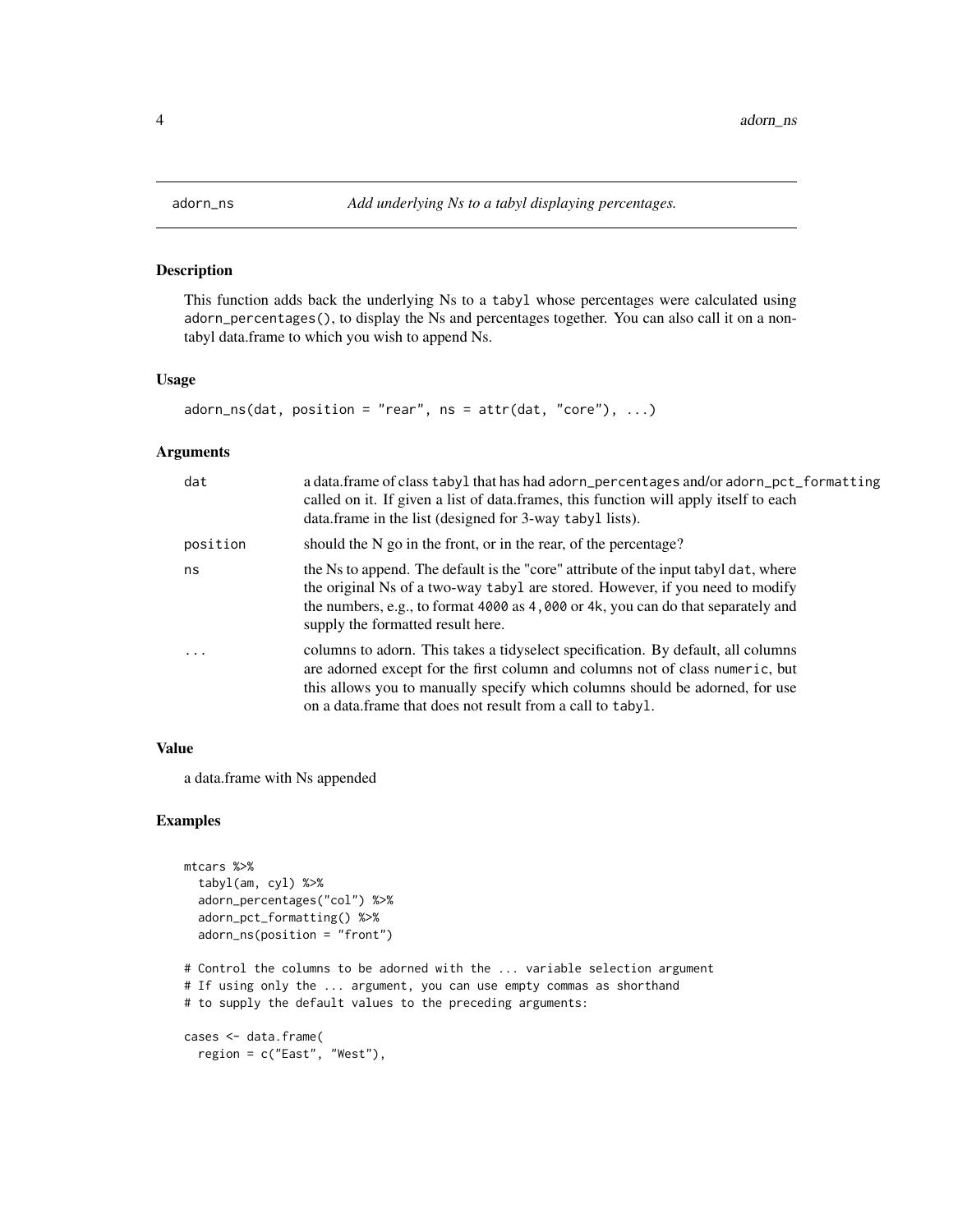## adorn_ns — *Add underlying Ns to a tabyl displaying percentages.*

### Description

This function adds back the underlying Ns to a `tabyl` whose percentages were calculated using `adorn_percentages()`, to display the Ns and percentages together. You can also call it on a non-tabyl data.frame to which you wish to append Ns.

### Usage

```
adorn_ns(dat, position = "rear", ns = attr(dat, "core"), ...)
```

### Arguments

| Argument | Description |
|---|---|
| `dat` | a data.frame of class `tabyl` that has had `adorn_percentages` and/or `adorn_pct_formatting` called on it. If given a list of data.frames, this function will apply itself to each data.frame in the list (designed for 3-way `tabyl` lists). |
| `position` | should the N go in the front, or in the rear, of the percentage? |
| `ns` | the Ns to append. The default is the "core" attribute of the input tabyl `dat`, where the original Ns of a two-way `tabyl` are stored. However, if you need to modify the numbers, e.g., to format `4000` as `4,000` or `4k`, you can do that separately and supply the formatted result here. |
| `...` | columns to adorn. This takes a tidyselect specification. By default, all columns are adorned except for the first column and columns not of class `numeric`, but this allows you to manually specify which columns should be adorned, for use on a data.frame that does not result from a call to `tabyl`. |

### Value

a data.frame with Ns appended

### Examples

```
mtcars %>%
  tabyl(am, cyl) %>%
  adorn_percentages("col") %>%
  adorn_pct_formatting() %>%
  adorn_ns(position = "front")

# Control the columns to be adorned with the ... variable selection argument
# If using only the ... argument, you can use empty commas as shorthand
# to supply the default values to the preceding arguments:

cases <- data.frame(
  region = c("East", "West"),
```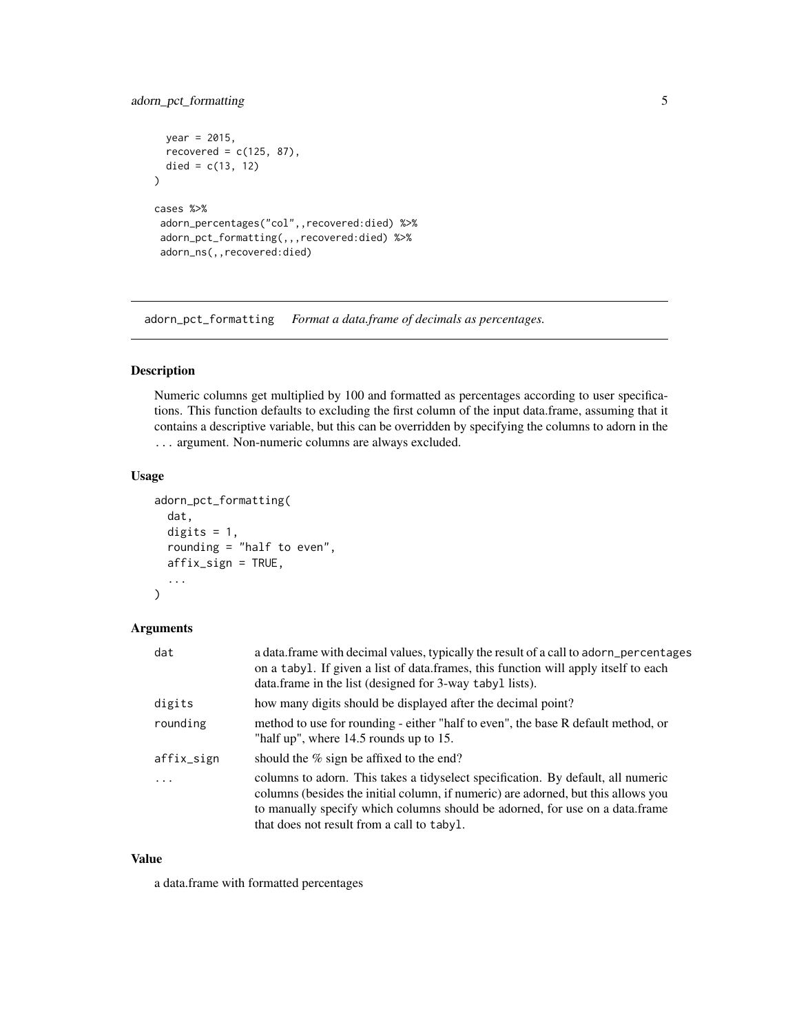```
  year = 2015,
  recovered = c(125, 87),
  died = c(13, 12)
)

cases %>%
 adorn_percentages("col",,recovered:died) %>%
 adorn_pct_formatting(,,,recovered:died) %>%
 adorn_ns(,,recovered:died)
```

## adorn_pct_formatting *Format a data.frame of decimals as percentages.*

### Description

Numeric columns get multiplied by 100 and formatted as percentages according to user specifications. This function defaults to excluding the first column of the input data.frame, assuming that it contains a descriptive variable, but this can be overridden by specifying the columns to adorn in the `...` argument. Non-numeric columns are always excluded.

### Usage

```
adorn_pct_formatting(
  dat,
  digits = 1,
  rounding = "half to even",
  affix_sign = TRUE,
  ...
)
```

### Arguments

| | |
|---|---|
| `dat` | a data.frame with decimal values, typically the result of a call to `adorn_percentages` on a `tabyl`. If given a list of data.frames, this function will apply itself to each data.frame in the list (designed for 3-way `tabyl` lists). |
| `digits` | how many digits should be displayed after the decimal point? |
| `rounding` | method to use for rounding - either "half to even", the base R default method, or "half up", where 14.5 rounds up to 15. |
| `affix_sign` | should the % sign be affixed to the end? |
| `...` | columns to adorn. This takes a tidyselect specification. By default, all numeric columns (besides the initial column, if numeric) are adorned, but this allows you to manually specify which columns should be adorned, for use on a data.frame that does not result from a call to `tabyl`. |

### Value

a data.frame with formatted percentages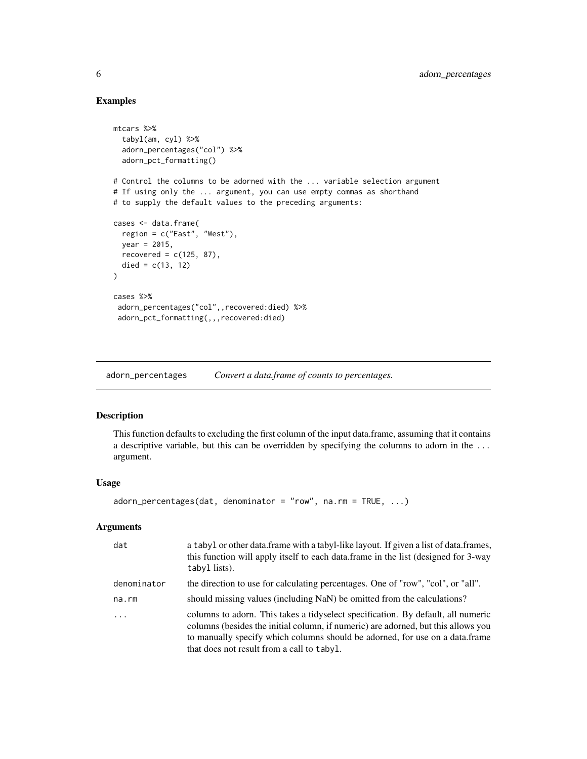### Examples

```
mtcars %>%
  tabyl(am, cyl) %>%
  adorn_percentages("col") %>%
  adorn_pct_formatting()

# Control the columns to be adorned with the ... variable selection argument
# If using only the ... argument, you can use empty commas as shorthand
# to supply the default values to the preceding arguments:

cases <- data.frame(
  region = c("East", "West"),
  year = 2015,
  recovered = c(125, 87),
  died = c(13, 12)
)

cases %>%
 adorn_percentages("col",,recovered:died) %>%
 adorn_pct_formatting(,,,recovered:died)
```

## adorn_percentages — *Convert a data.frame of counts to percentages.*

### Description

This function defaults to excluding the first column of the input data.frame, assuming that it contains a descriptive variable, but this can be overridden by specifying the columns to adorn in the ... argument.

### Usage

```
adorn_percentages(dat, denominator = "row", na.rm = TRUE, ...)
```

### Arguments

| | |
|---|---|
| dat | a tabyl or other data.frame with a tabyl-like layout. If given a list of data.frames, this function will apply itself to each data.frame in the list (designed for 3-way tabyl lists). |
| denominator | the direction to use for calculating percentages. One of "row", "col", or "all". |
| na.rm | should missing values (including NaN) be omitted from the calculations? |
| ... | columns to adorn. This takes a tidyselect specification. By default, all numeric columns (besides the initial column, if numeric) are adorned, but this allows you to manually specify which columns should be adorned, for use on a data.frame that does not result from a call to tabyl. |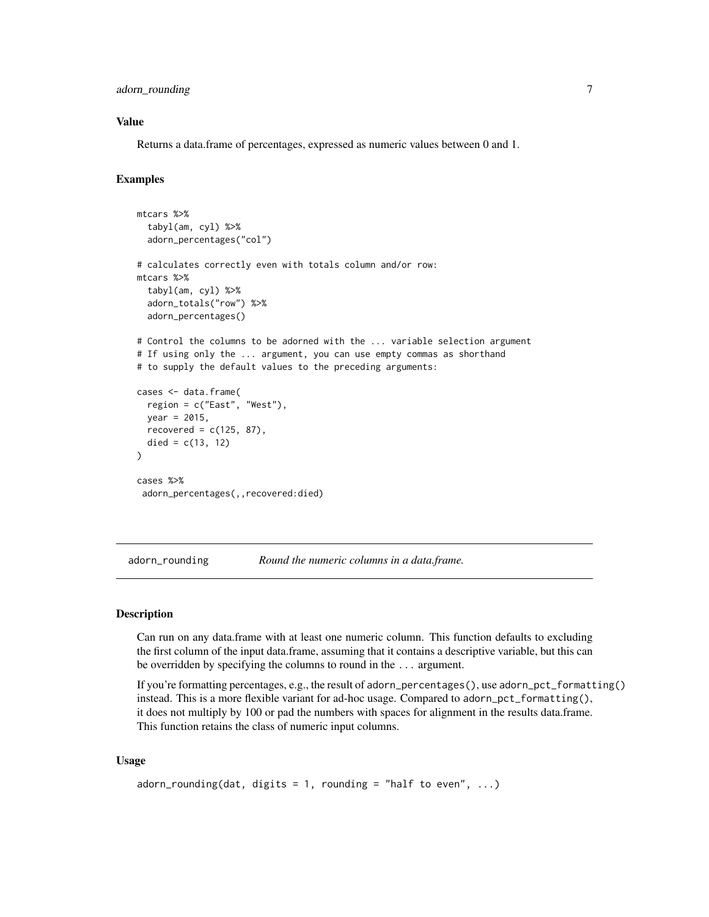### Value

Returns a data.frame of percentages, expressed as numeric values between 0 and 1.

### Examples

```
mtcars %>%
  tabyl(am, cyl) %>%
  adorn_percentages("col")

# calculates correctly even with totals column and/or row:
mtcars %>%
  tabyl(am, cyl) %>%
  adorn_totals("row") %>%
  adorn_percentages()

# Control the columns to be adorned with the ... variable selection argument
# If using only the ... argument, you can use empty commas as shorthand
# to supply the default values to the preceding arguments:

cases <- data.frame(
  region = c("East", "West"),
  year = 2015,
  recovered = c(125, 87),
  died = c(13, 12)
)

cases %>%
 adorn_percentages(,,recovered:died)
```

---

## adorn_rounding    *Round the numeric columns in a data.frame.*

---

### Description

Can run on any data.frame with at least one numeric column. This function defaults to excluding the first column of the input data.frame, assuming that it contains a descriptive variable, but this can be overridden by specifying the columns to round in the `...` argument.

If you're formatting percentages, e.g., the result of `adorn_percentages()`, use `adorn_pct_formatting()` instead. This is a more flexible variant for ad-hoc usage. Compared to `adorn_pct_formatting()`, it does not multiply by 100 or pad the numbers with spaces for alignment in the results data.frame. This function retains the class of numeric input columns.

### Usage

```
adorn_rounding(dat, digits = 1, rounding = "half to even", ...)
```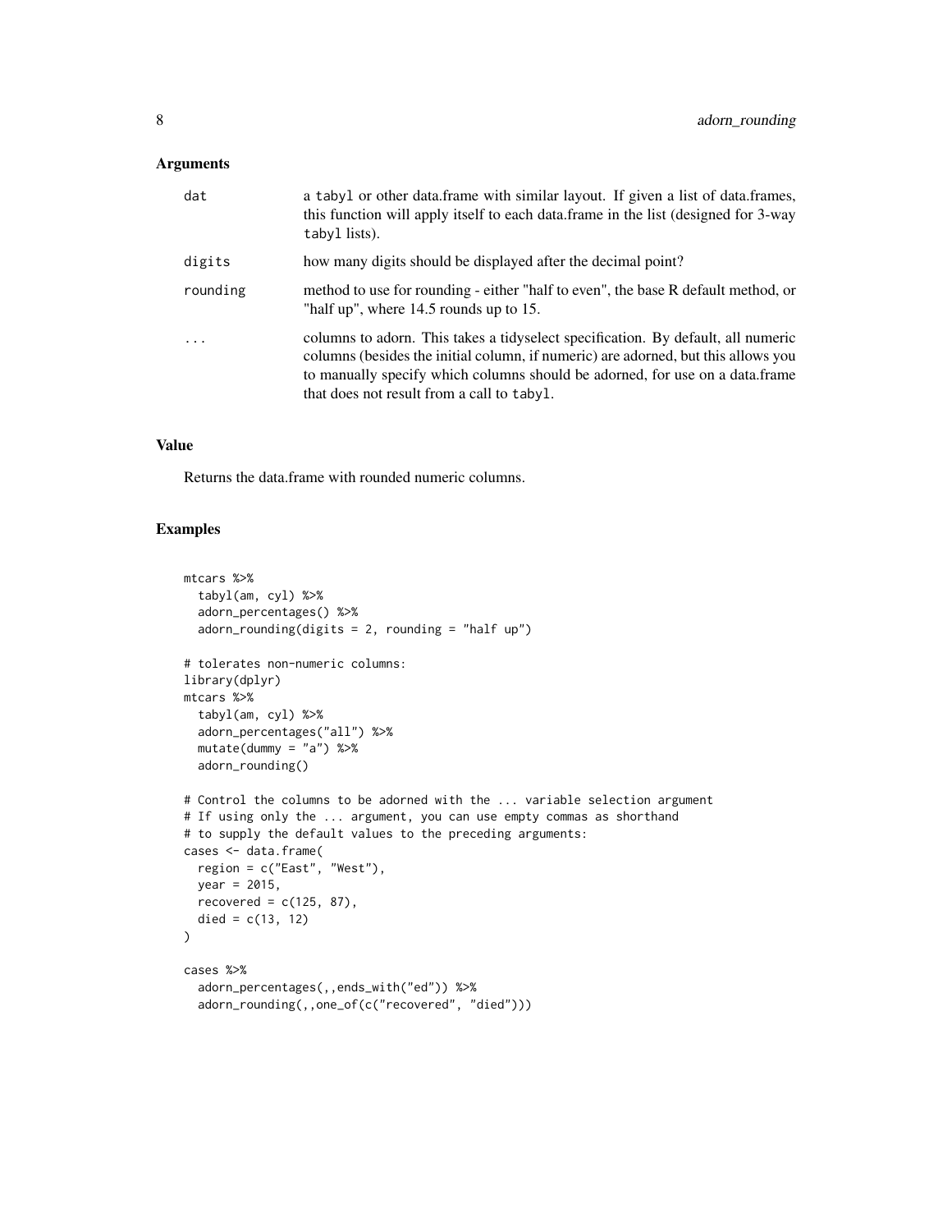### Arguments

| | |
|---|---|
| `dat` | a `tabyl` or other data.frame with similar layout. If given a list of data.frames, this function will apply itself to each data.frame in the list (designed for 3-way `tabyl` lists). |
| `digits` | how many digits should be displayed after the decimal point? |
| `rounding` | method to use for rounding - either "half to even", the base R default method, or "half up", where 14.5 rounds up to 15. |
| `...` | columns to adorn. This takes a tidyselect specification. By default, all numeric columns (besides the initial column, if numeric) are adorned, but this allows you to manually specify which columns should be adorned, for use on a data.frame that does not result from a call to `tabyl`. |

### Value

Returns the data.frame with rounded numeric columns.

### Examples

```
mtcars %>%
  tabyl(am, cyl) %>%
  adorn_percentages() %>%
  adorn_rounding(digits = 2, rounding = "half up")

# tolerates non-numeric columns:
library(dplyr)
mtcars %>%
  tabyl(am, cyl) %>%
  adorn_percentages("all") %>%
  mutate(dummy = "a") %>%
  adorn_rounding()

# Control the columns to be adorned with the ... variable selection argument
# If using only the ... argument, you can use empty commas as shorthand
# to supply the default values to the preceding arguments:
cases <- data.frame(
  region = c("East", "West"),
  year = 2015,
  recovered = c(125, 87),
  died = c(13, 12)
)

cases %>%
  adorn_percentages(,,ends_with("ed")) %>%
  adorn_rounding(,,one_of(c("recovered", "died")))
```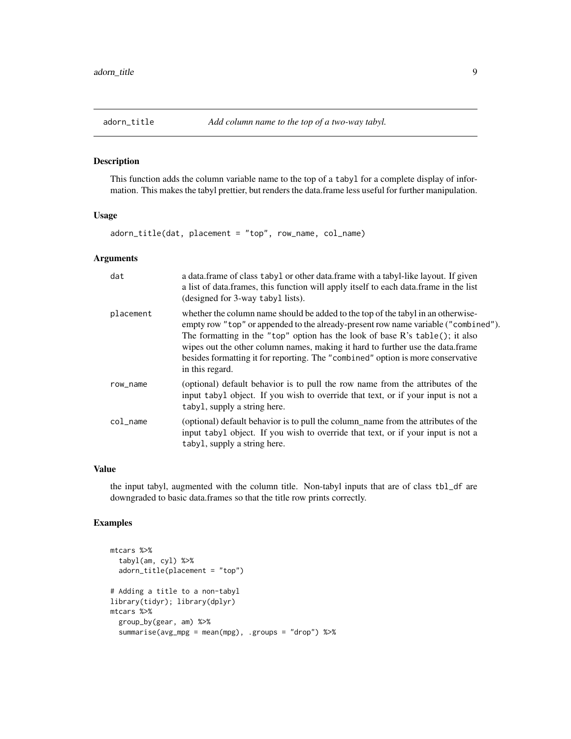## adorn_title — *Add column name to the top of a two-way tabyl.*

### Description

This function adds the column variable name to the top of a `tabyl` for a complete display of information. This makes the tabyl prettier, but renders the data.frame less useful for further manipulation.

### Usage

```
adorn_title(dat, placement = "top", row_name, col_name)
```

### Arguments

| | |
|---|---|
| `dat` | a data.frame of class `tabyl` or other data.frame with a tabyl-like layout. If given a list of data.frames, this function will apply itself to each data.frame in the list (designed for 3-way `tabyl` lists). |
| `placement` | whether the column name should be added to the top of the tabyl in an otherwise-empty row `"top"` or appended to the already-present row name variable (`"combined"`). The formatting in the `"top"` option has the look of base R's `table()`; it also wipes out the other column names, making it hard to further use the data.frame besides formatting it for reporting. The `"combined"` option is more conservative in this regard. |
| `row_name` | (optional) default behavior is to pull the row name from the attributes of the input `tabyl` object. If you wish to override that text, or if your input is not a `tabyl`, supply a string here. |
| `col_name` | (optional) default behavior is to pull the column_name from the attributes of the input `tabyl` object. If you wish to override that text, or if your input is not a `tabyl`, supply a string here. |

### Value

the input tabyl, augmented with the column title. Non-tabyl inputs that are of class `tbl_df` are downgraded to basic data.frames so that the title row prints correctly.

### Examples

```
mtcars %>%
  tabyl(am, cyl) %>%
  adorn_title(placement = "top")

# Adding a title to a non-tabyl
library(tidyr); library(dplyr)
mtcars %>%
  group_by(gear, am) %>%
  summarise(avg_mpg = mean(mpg), .groups = "drop") %>%
```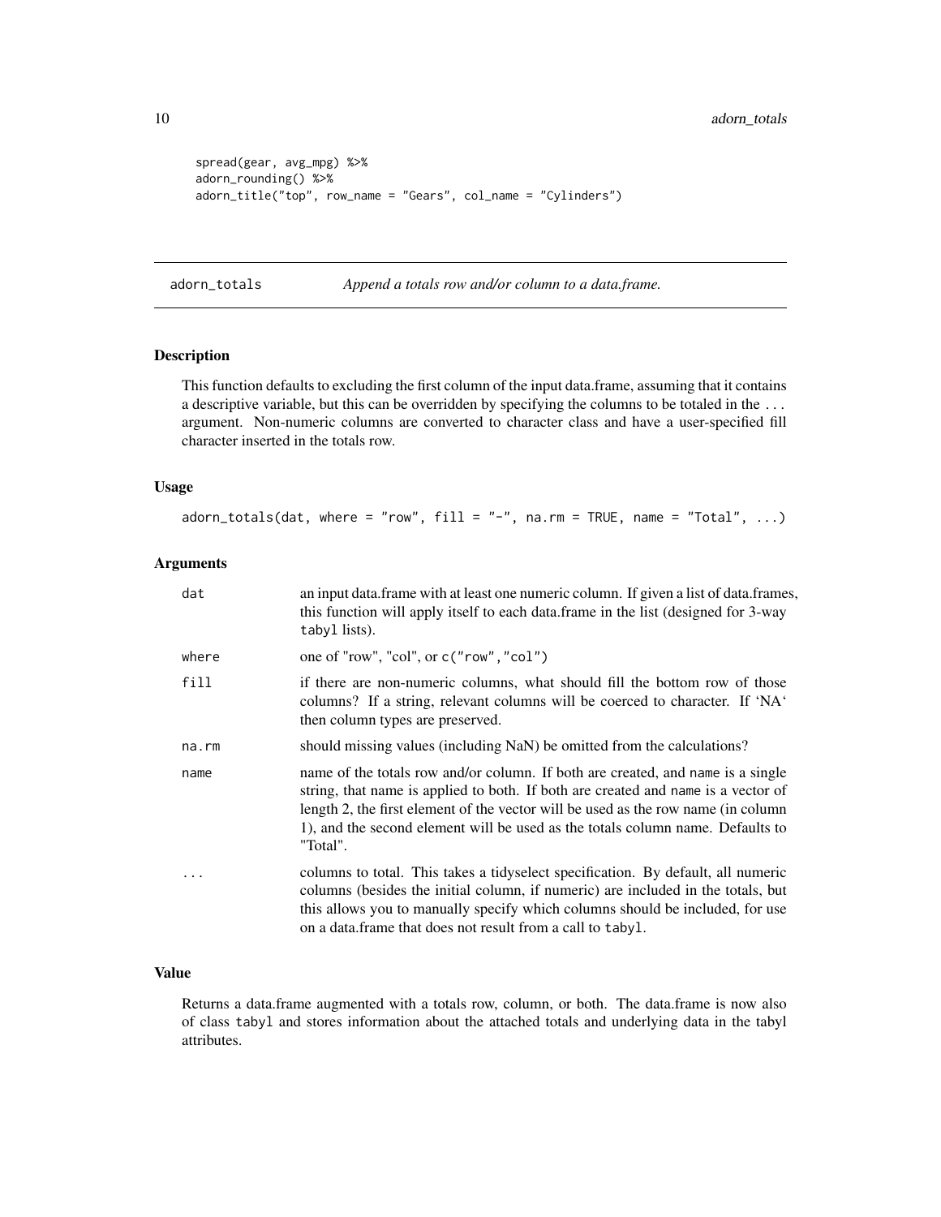```
spread(gear, avg_mpg) %>%
adorn_rounding() %>%
adorn_title("top", row_name = "Gears", col_name = "Cylinders")
```

---

## adorn_totals — *Append a totals row and/or column to a data.frame.*

### Description

This function defaults to excluding the first column of the input data.frame, assuming that it contains a descriptive variable, but this can be overridden by specifying the columns to be totaled in the `...` argument. Non-numeric columns are converted to character class and have a user-specified fill character inserted in the totals row.

### Usage

```
adorn_totals(dat, where = "row", fill = "-", na.rm = TRUE, name = "Total", ...)
```

### Arguments

| | |
|---|---|
| `dat` | an input data.frame with at least one numeric column. If given a list of data.frames, this function will apply itself to each data.frame in the list (designed for 3-way `tabyl` lists). |
| `where` | one of "row", "col", or `c("row","col")` |
| `fill` | if there are non-numeric columns, what should fill the bottom row of those columns? If a string, relevant columns will be coerced to character. If 'NA' then column types are preserved. |
| `na.rm` | should missing values (including NaN) be omitted from the calculations? |
| `name` | name of the totals row and/or column. If both are created, and `name` is a single string, that name is applied to both. If both are created and `name` is a vector of length 2, the first element of the vector will be used as the row name (in column 1), and the second element will be used as the totals column name. Defaults to "Total". |
| `...` | columns to total. This takes a tidyselect specification. By default, all numeric columns (besides the initial column, if numeric) are included in the totals, but this allows you to manually specify which columns should be included, for use on a data.frame that does not result from a call to `tabyl`. |

### Value

Returns a data.frame augmented with a totals row, column, or both. The data.frame is now also of class `tabyl` and stores information about the attached totals and underlying data in the tabyl attributes.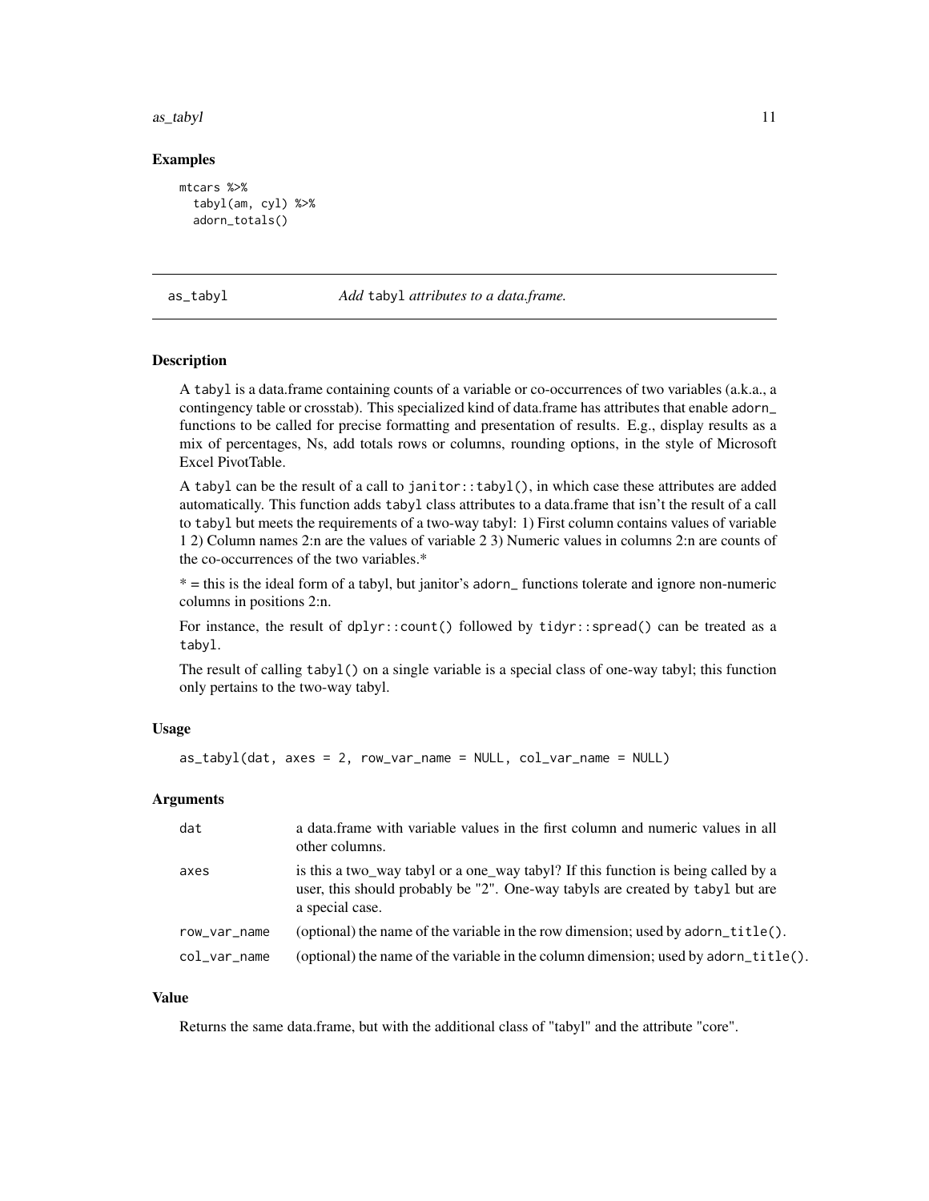### Examples

```
mtcars %>%
  tabyl(am, cyl) %>%
  adorn_totals()
```

---

## as_tabyl — *Add* `tabyl` *attributes to a data.frame.*

---

### Description

A `tabyl` is a data.frame containing counts of a variable or co-occurrences of two variables (a.k.a., a contingency table or crosstab). This specialized kind of data.frame has attributes that enable `adorn_` functions to be called for precise formatting and presentation of results. E.g., display results as a mix of percentages, Ns, add totals rows or columns, rounding options, in the style of Microsoft Excel PivotTable.

A `tabyl` can be the result of a call to `janitor::tabyl()`, in which case these attributes are added automatically. This function adds `tabyl` class attributes to a data.frame that isn't the result of a call to `tabyl` but meets the requirements of a two-way tabyl: 1) First column contains values of variable 1 2) Column names 2:n are the values of variable 2 3) Numeric values in columns 2:n are counts of the co-occurrences of the two variables.*

* = this is the ideal form of a tabyl, but janitor's `adorn_` functions tolerate and ignore non-numeric columns in positions 2:n.

For instance, the result of `dplyr::count()` followed by `tidyr::spread()` can be treated as a `tabyl`.

The result of calling `tabyl()` on a single variable is a special class of one-way tabyl; this function only pertains to the two-way tabyl.

### Usage

```
as_tabyl(dat, axes = 2, row_var_name = NULL, col_var_name = NULL)
```

### Arguments

| | |
|---|---|
| `dat` | a data.frame with variable values in the first column and numeric values in all other columns. |
| `axes` | is this a two_way tabyl or a one_way tabyl? If this function is being called by a user, this should probably be "2". One-way tabyls are created by `tabyl` but are a special case. |
| `row_var_name` | (optional) the name of the variable in the row dimension; used by `adorn_title()`. |
| `col_var_name` | (optional) the name of the variable in the column dimension; used by `adorn_title()`. |

### Value

Returns the same data.frame, but with the additional class of "tabyl" and the attribute "core".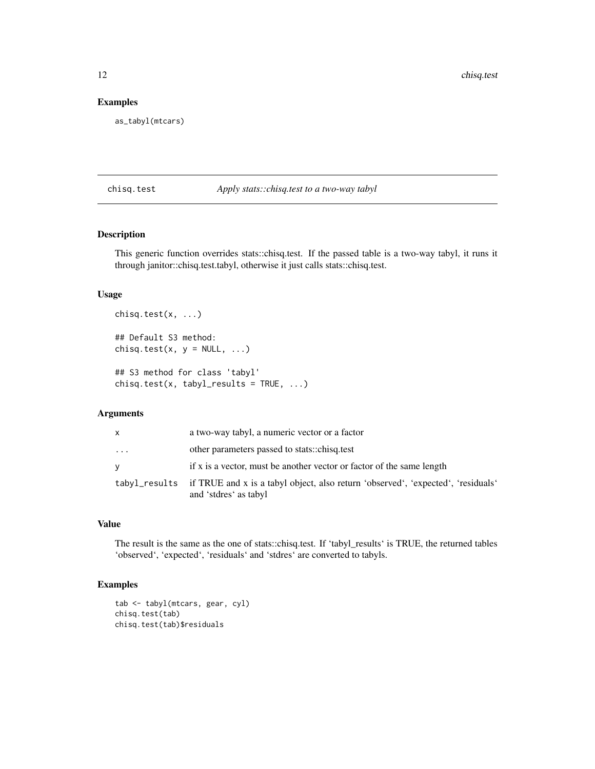## Examples

```
as_tabyl(mtcars)
```

---

# chisq.test — *Apply stats::chisq.test to a two-way tabyl*

---

## Description

This generic function overrides stats::chisq.test. If the passed table is a two-way tabyl, it runs it through janitor::chisq.test.tabyl, otherwise it just calls stats::chisq.test.

## Usage

```
chisq.test(x, ...)

## Default S3 method:
chisq.test(x, y = NULL, ...)

## S3 method for class 'tabyl'
chisq.test(x, tabyl_results = TRUE, ...)
```

## Arguments

| | |
|---|---|
| x | a two-way tabyl, a numeric vector or a factor |
| ... | other parameters passed to stats::chisq.test |
| y | if x is a vector, must be another vector or factor of the same length |
| tabyl_results | if TRUE and x is a tabyl object, also return 'observed', 'expected', 'residuals' and 'stdres' as tabyl |

## Value

The result is the same as the one of stats::chisq.test. If 'tabyl_results' is TRUE, the returned tables 'observed', 'expected', 'residuals' and 'stdres' are converted to tabyls.

## Examples

```
tab <- tabyl(mtcars, gear, cyl)
chisq.test(tab)
chisq.test(tab)$residuals
```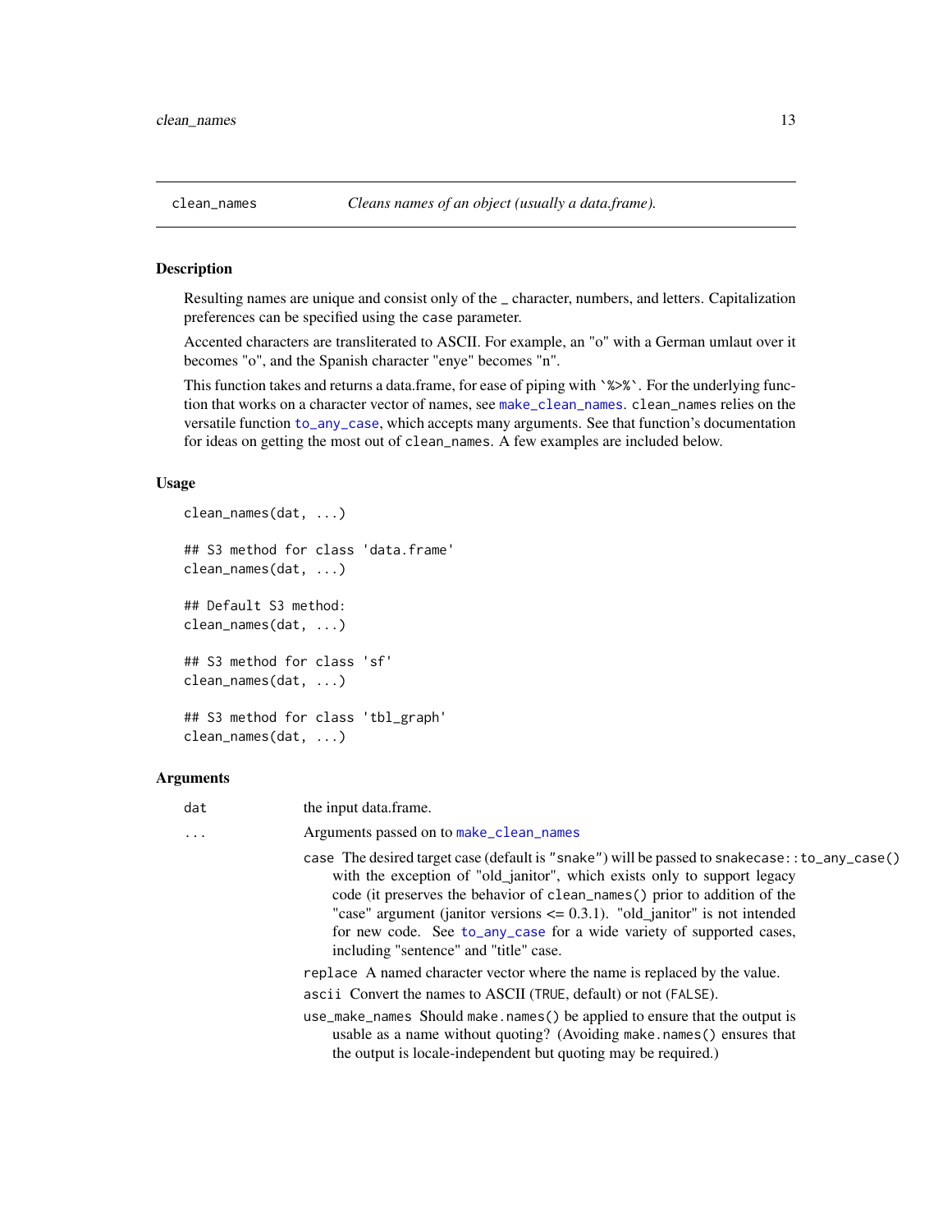## clean_names — *Cleans names of an object (usually a data.frame).*

### Description

Resulting names are unique and consist only of the _ character, numbers, and letters. Capitalization preferences can be specified using the case parameter.

Accented characters are transliterated to ASCII. For example, an "o" with a German umlaut over it becomes "o", and the Spanish character "enye" becomes "n".

This function takes and returns a data.frame, for ease of piping with `%>%`. For the underlying function that works on a character vector of names, see make_clean_names. clean_names relies on the versatile function to_any_case, which accepts many arguments. See that function's documentation for ideas on getting the most out of clean_names. A few examples are included below.

### Usage

```
clean_names(dat, ...)

## S3 method for class 'data.frame'
clean_names(dat, ...)

## Default S3 method:
clean_names(dat, ...)

## S3 method for class 'sf'
clean_names(dat, ...)

## S3 method for class 'tbl_graph'
clean_names(dat, ...)
```

### Arguments

`dat` — the input data.frame.

`...` — Arguments passed on to make_clean_names

- `case` The desired target case (default is "snake") will be passed to `snakecase::to_any_case()` with the exception of "old_janitor", which exists only to support legacy code (it preserves the behavior of `clean_names()` prior to addition of the "case" argument (janitor versions <= 0.3.1). "old_janitor" is not intended for new code. See to_any_case for a wide variety of supported cases, including "sentence" and "title" case.
- `replace` A named character vector where the name is replaced by the value.
- `ascii` Convert the names to ASCII (TRUE, default) or not (FALSE).
- `use_make_names` Should `make.names()` be applied to ensure that the output is usable as a name without quoting? (Avoiding `make.names()` ensures that the output is locale-independent but quoting may be required.)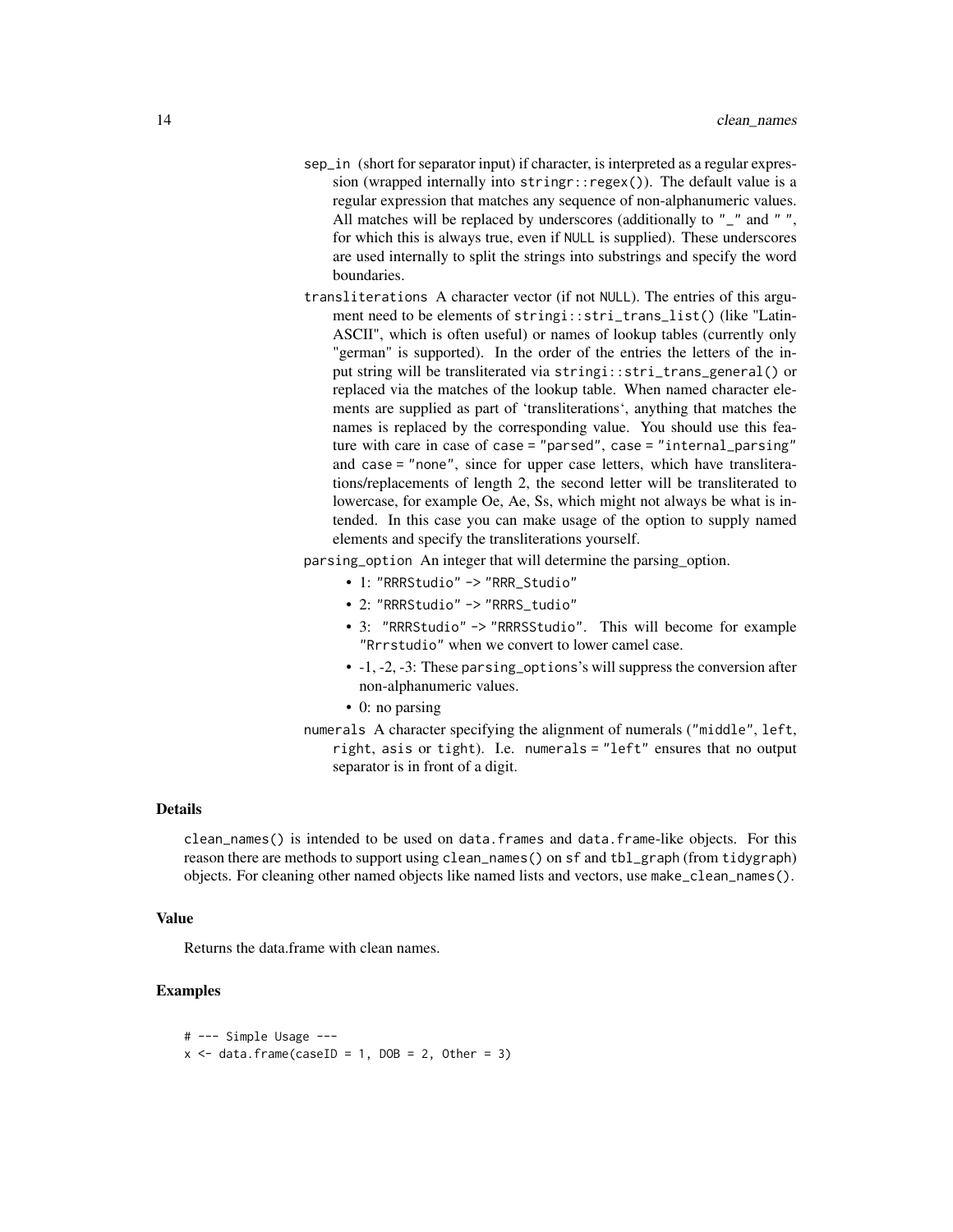sep_in (short for separator input) if character, is interpreted as a regular expression (wrapped internally into `stringr::regex()`). The default value is a regular expression that matches any sequence of non-alphanumeric values. All matches will be replaced by underscores (additionally to `"_"` and `" "`, for which this is always true, even if `NULL` is supplied). These underscores are used internally to split the strings into substrings and specify the word boundaries.

transliterations A character vector (if not `NULL`). The entries of this argument need to be elements of `stringi::stri_trans_list()` (like "Latin-ASCII", which is often useful) or names of lookup tables (currently only "german" is supported). In the order of the entries the letters of the input string will be transliterated via `stringi::stri_trans_general()` or replaced via the matches of the lookup table. When named character elements are supplied as part of 'transliterations', anything that matches the names is replaced by the corresponding value. You should use this feature with care in case of `case = "parsed"`, `case = "internal_parsing"` and `case = "none"`, since for upper case letters, which have transliterations/replacements of length 2, the second letter will be transliterated to lowercase, for example Oe, Ae, Ss, which might not always be what is intended. In this case you can make usage of the option to supply named elements and specify the transliterations yourself.

parsing_option An integer that will determine the parsing_option.

- 1: `"RRRStudio"` -> `"RRR_Studio"`
- 2: `"RRRStudio"` -> `"RRRS_tudio"`
- 3: `"RRRStudio"` -> `"RRRSStudio"`. This will become for example `"Rrrstudio"` when we convert to lower camel case.
- -1, -2, -3: These `parsing_options`'s will suppress the conversion after non-alphanumeric values.
- 0: no parsing

numerals A character specifying the alignment of numerals (`"middle"`, `left`, `right`, `asis` or `tight`). I.e. `numerals = "left"` ensures that no output separator is in front of a digit.

## Details

`clean_names()` is intended to be used on `data.frames` and `data.frame`-like objects. For this reason there are methods to support using `clean_names()` on `sf` and `tbl_graph` (from `tidygraph`) objects. For cleaning other named objects like named lists and vectors, use `make_clean_names()`.

## Value

Returns the data.frame with clean names.

## Examples

```
# --- Simple Usage ---
x <- data.frame(caseID = 1, DOB = 2, Other = 3)
```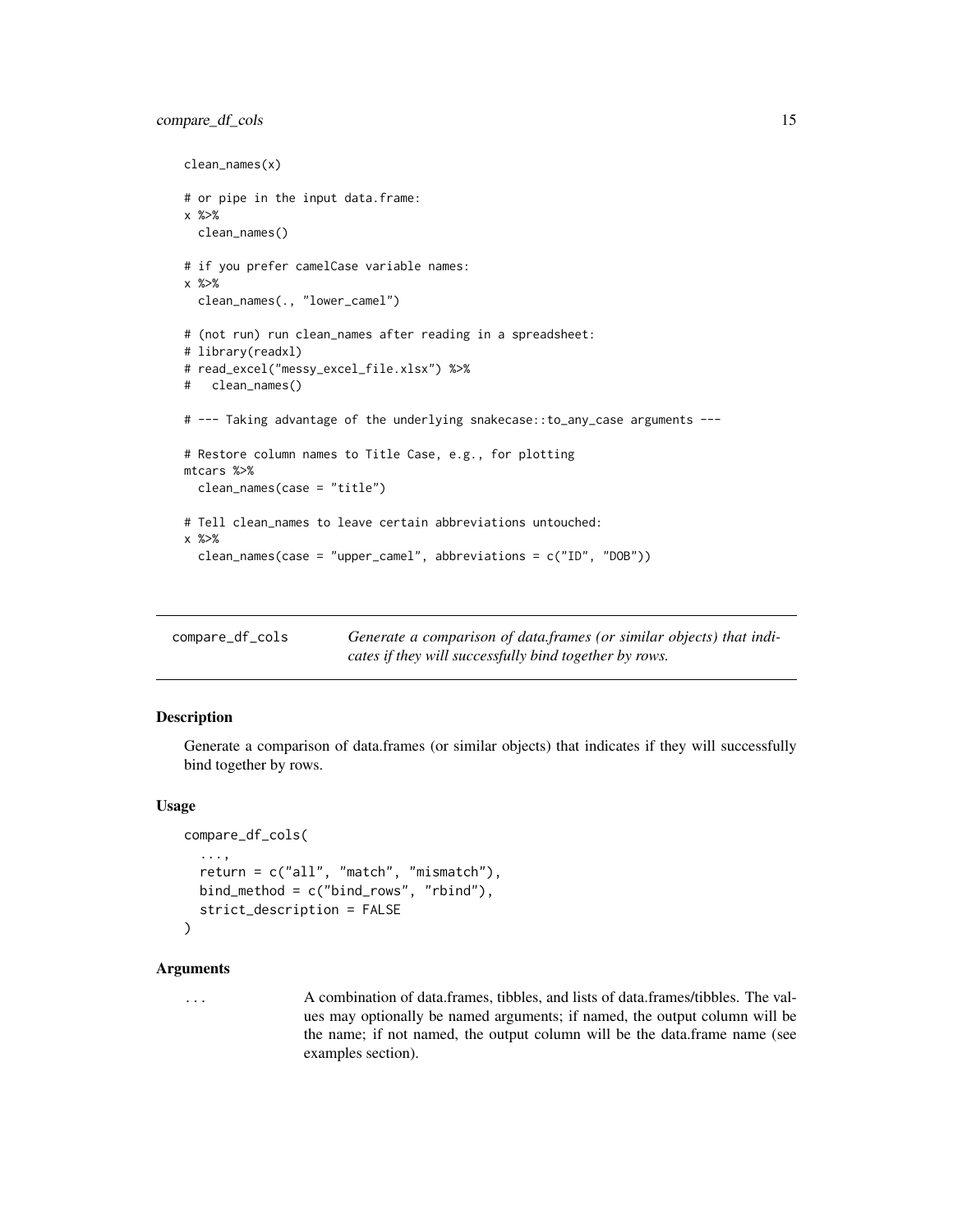```
clean_names(x)

# or pipe in the input data.frame:
x %>%
  clean_names()

# if you prefer camelCase variable names:
x %>%
  clean_names(., "lower_camel")

# (not run) run clean_names after reading in a spreadsheet:
# library(readxl)
# read_excel("messy_excel_file.xlsx") %>%
#   clean_names()

# --- Taking advantage of the underlying snakecase::to_any_case arguments ---

# Restore column names to Title Case, e.g., for plotting
mtcars %>%
  clean_names(case = "title")

# Tell clean_names to leave certain abbreviations untouched:
x %>%
  clean_names(case = "upper_camel", abbreviations = c("ID", "DOB"))
```

## compare_df_cols

*Generate a comparison of data.frames (or similar objects) that indicates if they will successfully bind together by rows.*

### Description

Generate a comparison of data.frames (or similar objects) that indicates if they will successfully bind together by rows.

### Usage

```
compare_df_cols(
  ...,
  return = c("all", "match", "mismatch"),
  bind_method = c("bind_rows", "rbind"),
  strict_description = FALSE
)
```

### Arguments

`...` A combination of data.frames, tibbles, and lists of data.frames/tibbles. The values may optionally be named arguments; if named, the output column will be the name; if not named, the output column will be the data.frame name (see examples section).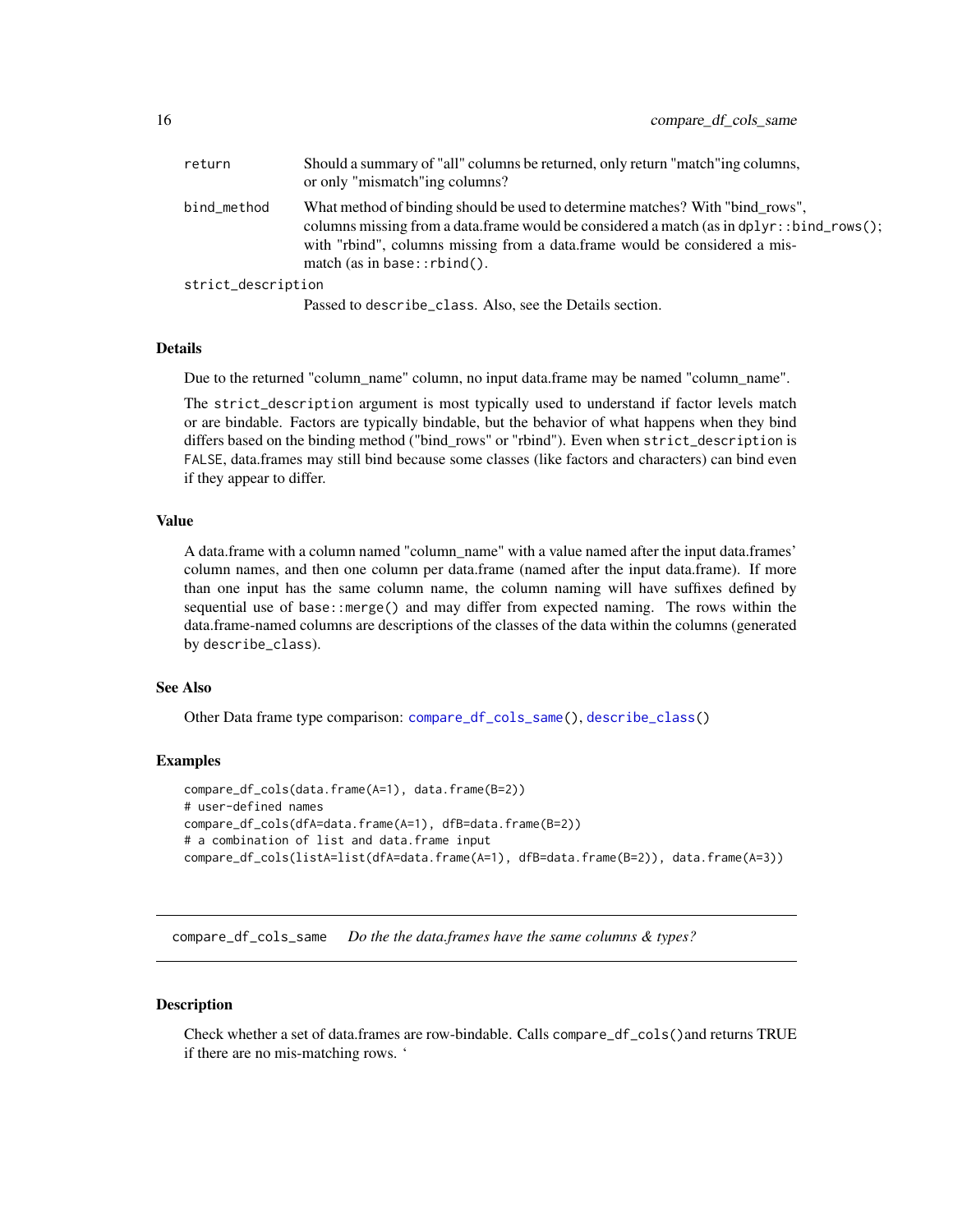| | |
|---|---|
| return | Should a summary of "all" columns be returned, only return "match"ing columns, or only "mismatch"ing columns? |
| bind_method | What method of binding should be used to determine matches? With "bind_rows", columns missing from a data.frame would be considered a match (as in `dplyr::bind_rows()`; with "rbind", columns missing from a data.frame would be considered a mis-match (as in `base::rbind()`. |
| strict_description | Passed to `describe_class`. Also, see the Details section. |

### Details

Due to the returned "column_name" column, no input data.frame may be named "column_name".

The `strict_description` argument is most typically used to understand if factor levels match or are bindable. Factors are typically bindable, but the behavior of what happens when they bind differs based on the binding method ("bind_rows" or "rbind"). Even when `strict_description` is `FALSE`, data.frames may still bind because some classes (like factors and characters) can bind even if they appear to differ.

### Value

A data.frame with a column named "column_name" with a value named after the input data.frames' column names, and then one column per data.frame (named after the input data.frame). If more than one input has the same column name, the column naming will have suffixes defined by sequential use of `base::merge()` and may differ from expected naming. The rows within the data.frame-named columns are descriptions of the classes of the data within the columns (generated by `describe_class`).

### See Also

Other Data frame type comparison: `compare_df_cols_same()`, `describe_class()`

### Examples

```
compare_df_cols(data.frame(A=1), data.frame(B=2))
# user-defined names
compare_df_cols(dfA=data.frame(A=1), dfB=data.frame(B=2))
# a combination of list and data.frame input
compare_df_cols(listA=list(dfA=data.frame(A=1), dfB=data.frame(B=2)), data.frame(A=3))
```

---

## compare_df_cols_same    *Do the the data.frames have the same columns & types?*

---

### Description

Check whether a set of data.frames are row-bindable. Calls `compare_df_cols()`and returns TRUE if there are no mis-matching rows. '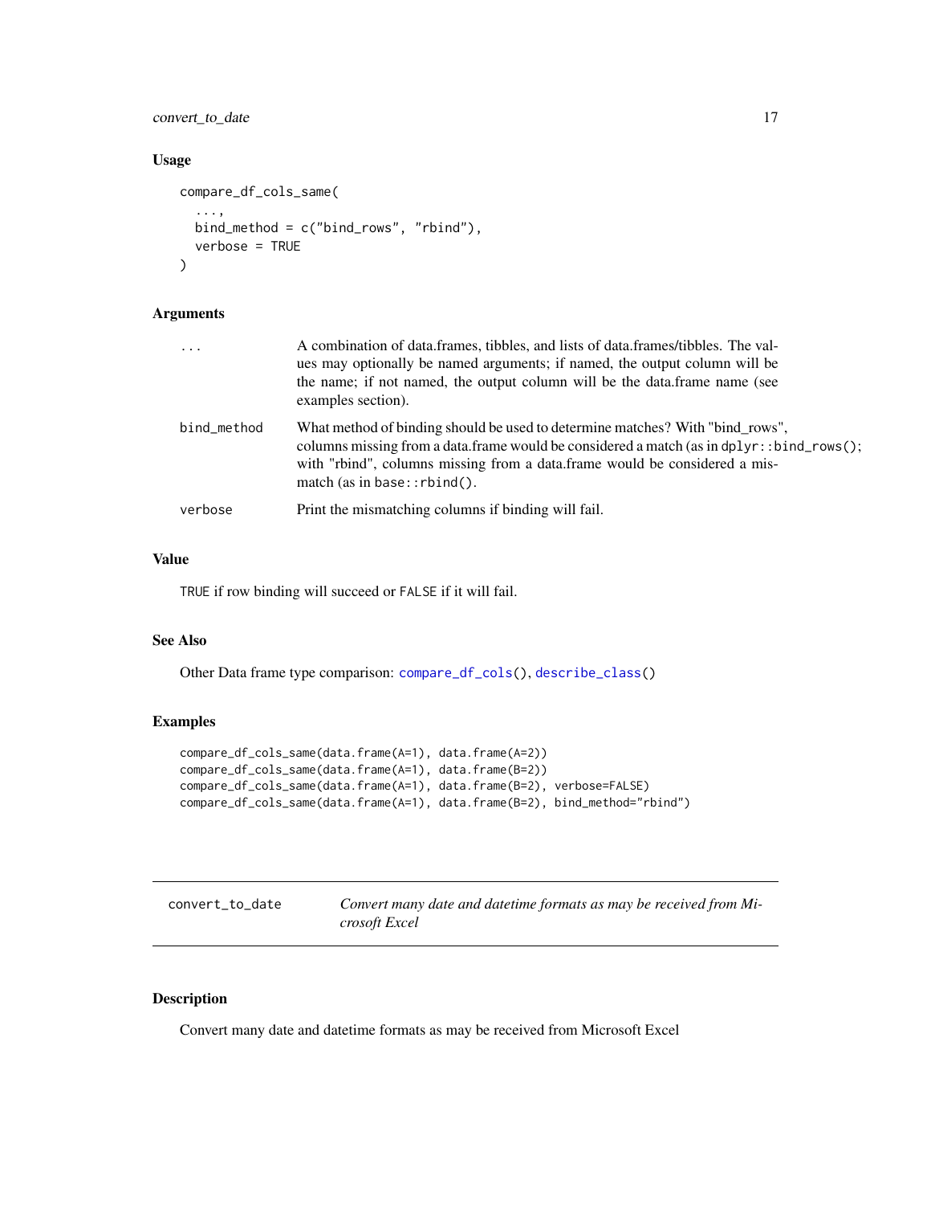## Usage

```
compare_df_cols_same(
  ...,
  bind_method = c("bind_rows", "rbind"),
  verbose = TRUE
)
```

## Arguments

| | |
|---|---|
| ... | A combination of data.frames, tibbles, and lists of data.frames/tibbles. The values may optionally be named arguments; if named, the output column will be the name; if not named, the output column will be the data.frame name (see examples section). |
| bind_method | What method of binding should be used to determine matches? With "bind_rows", columns missing from a data.frame would be considered a match (as in `dplyr::bind_rows()`; with "rbind", columns missing from a data.frame would be considered a mismatch (as in `base::rbind()`. |
| verbose | Print the mismatching columns if binding will fail. |

## Value

`TRUE` if row binding will succeed or `FALSE` if it will fail.

## See Also

Other Data frame type comparison: `compare_df_cols()`, `describe_class()`

## Examples

```
compare_df_cols_same(data.frame(A=1), data.frame(A=2))
compare_df_cols_same(data.frame(A=1), data.frame(B=2))
compare_df_cols_same(data.frame(A=1), data.frame(B=2), verbose=FALSE)
compare_df_cols_same(data.frame(A=1), data.frame(B=2), bind_method="rbind")
```

---

# convert_to_date — *Convert many date and datetime formats as may be received from Microsoft Excel*

## Description

Convert many date and datetime formats as may be received from Microsoft Excel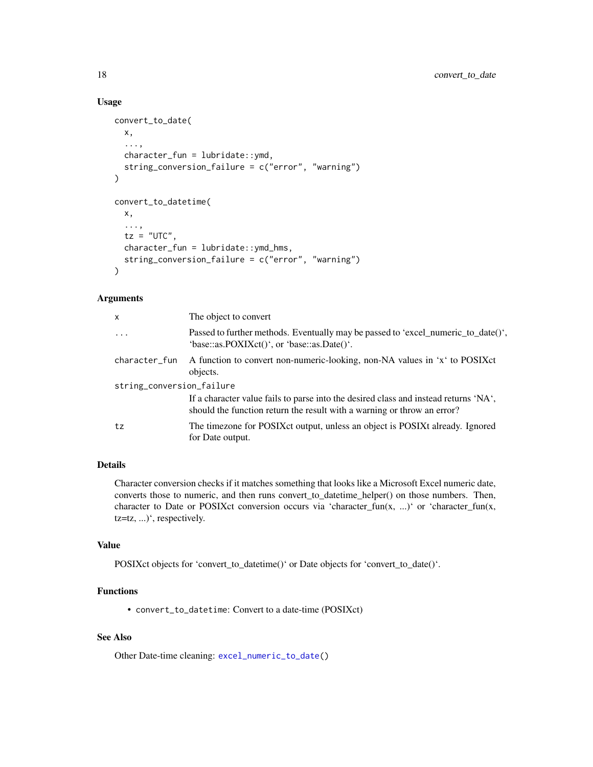## Usage

```
convert_to_date(
  x,
  ...,
  character_fun = lubridate::ymd,
  string_conversion_failure = c("error", "warning")
)

convert_to_datetime(
  x,
  ...,
  tz = "UTC",
  character_fun = lubridate::ymd_hms,
  string_conversion_failure = c("error", "warning")
)
```

## Arguments

| | |
|---|---|
| `x` | The object to convert |
| `...` | Passed to further methods. Eventually may be passed to 'excel_numeric_to_date()', 'base::as.POXIXct()', or 'base::as.Date()'. |
| `character_fun` | A function to convert non-numeric-looking, non-NA values in 'x' to POSIXct objects. |
| `string_conversion_failure` | If a character value fails to parse into the desired class and instead returns 'NA', should the function return the result with a warning or throw an error? |
| `tz` | The timezone for POSIXct output, unless an object is POSIXt already. Ignored for Date output. |

## Details

Character conversion checks if it matches something that looks like a Microsoft Excel numeric date, converts those to numeric, and then runs convert_to_datetime_helper() on those numbers. Then, character to Date or POSIXct conversion occurs via 'character_fun(x, ...)' or 'character_fun(x, tz=tz, ...)', respectively.

## Value

POSIXct objects for 'convert_to_datetime()' or Date objects for 'convert_to_date()'.

## Functions

- `convert_to_datetime`: Convert to a date-time (POSIXct)

## See Also

Other Date-time cleaning: `excel_numeric_to_date()`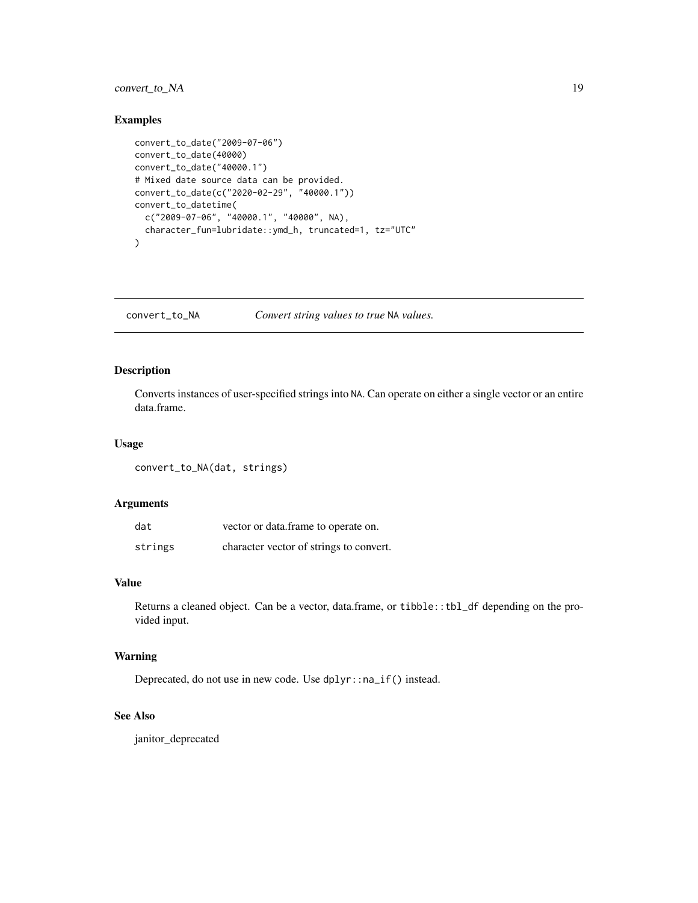### Examples

```
convert_to_date("2009-07-06")
convert_to_date(40000)
convert_to_date("40000.1")
# Mixed date source data can be provided.
convert_to_date(c("2020-02-29", "40000.1"))
convert_to_datetime(
  c("2009-07-06", "40000.1", "40000", NA),
  character_fun=lubridate::ymd_h, truncated=1, tz="UTC"
)
```

---

## convert_to_NA    *Convert string values to true NA values.*

---

### Description

Converts instances of user-specified strings into NA. Can operate on either a single vector or an entire data.frame.

### Usage

```
convert_to_NA(dat, strings)
```

### Arguments

| | |
|---|---|
| dat | vector or data.frame to operate on. |
| strings | character vector of strings to convert. |

### Value

Returns a cleaned object. Can be a vector, data.frame, or `tibble::tbl_df` depending on the provided input.

### Warning

Deprecated, do not use in new code. Use `dplyr::na_if()` instead.

### See Also

janitor_deprecated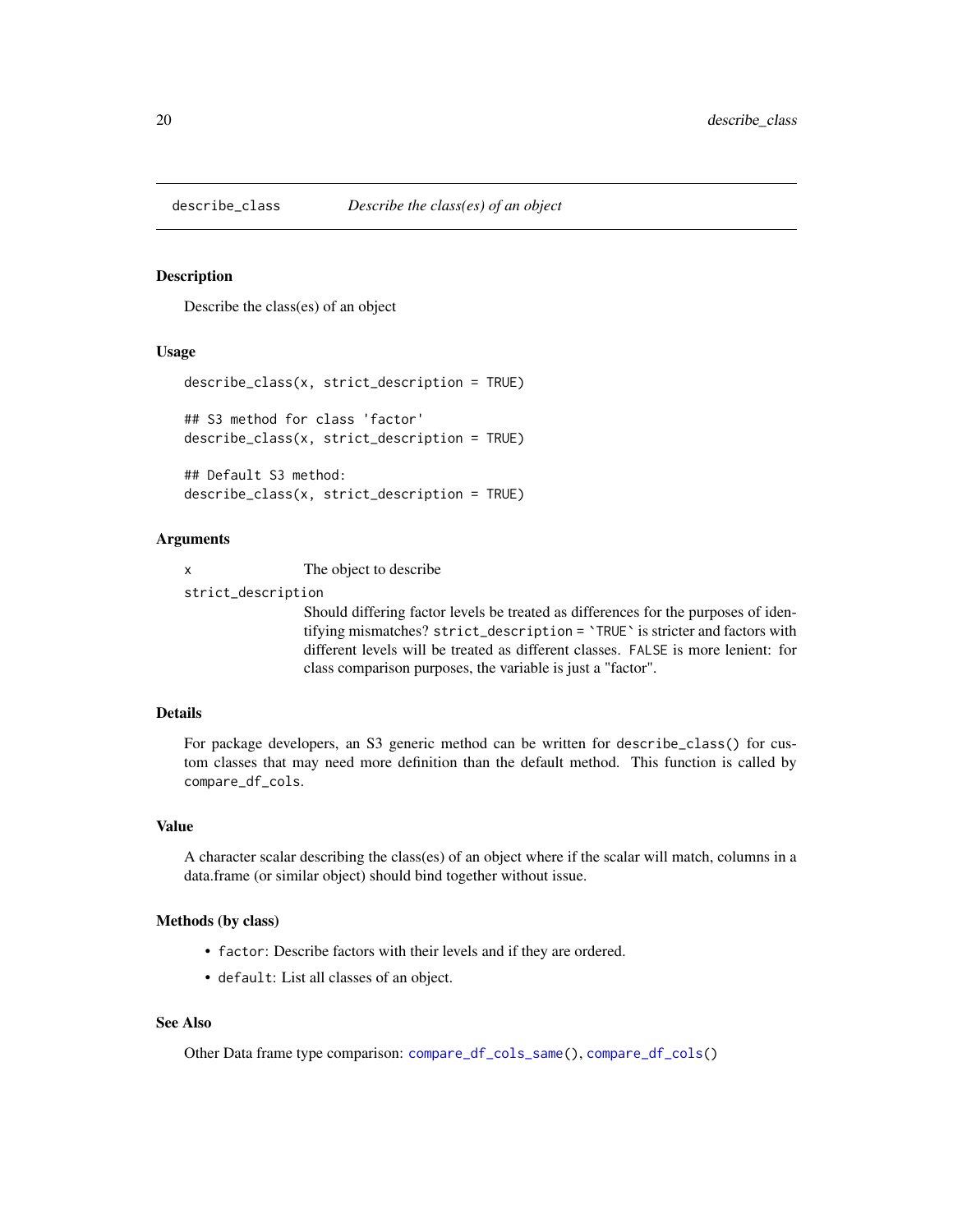# describe_class *Describe the class(es) of an object*

## Description

Describe the class(es) of an object

## Usage

```
describe_class(x, strict_description = TRUE)

## S3 method for class 'factor'
describe_class(x, strict_description = TRUE)

## Default S3 method:
describe_class(x, strict_description = TRUE)
```

## Arguments

| | |
|---|---|
| `x` | The object to describe |
| `strict_description` | Should differing factor levels be treated as differences for the purposes of identifying mismatches? `strict_description` = `` `TRUE` `` is stricter and factors with different levels will be treated as different classes. `FALSE` is more lenient: for class comparison purposes, the variable is just a "factor". |

## Details

For package developers, an S3 generic method can be written for `describe_class()` for custom classes that may need more definition than the default method. This function is called by `compare_df_cols`.

## Value

A character scalar describing the class(es) of an object where if the scalar will match, columns in a data.frame (or similar object) should bind together without issue.

## Methods (by class)

- `factor`: Describe factors with their levels and if they are ordered.
- `default`: List all classes of an object.

## See Also

Other Data frame type comparison: `compare_df_cols_same()`, `compare_df_cols()`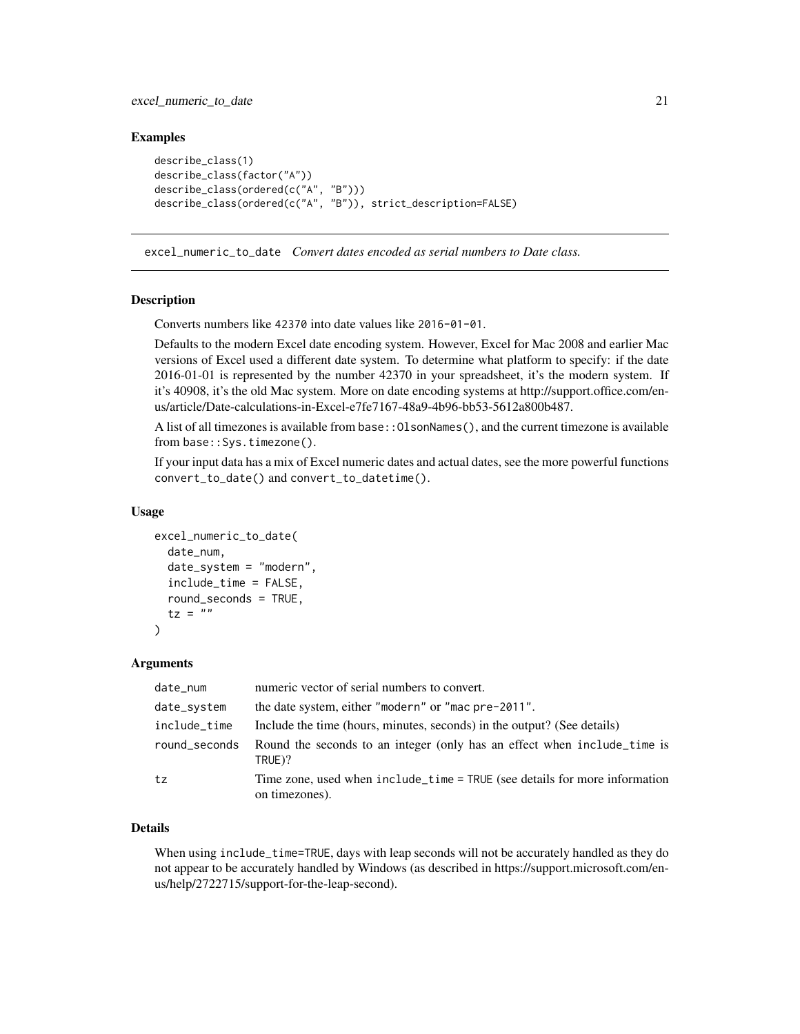### Examples

```
describe_class(1)
describe_class(factor("A"))
describe_class(ordered(c("A", "B")))
describe_class(ordered(c("A", "B")), strict_description=FALSE)
```

---

## excel_numeric_to_date — *Convert dates encoded as serial numbers to Date class.*

---

### Description

Converts numbers like `42370` into date values like `2016-01-01`.

Defaults to the modern Excel date encoding system. However, Excel for Mac 2008 and earlier Mac versions of Excel used a different date system. To determine what platform to specify: if the date 2016-01-01 is represented by the number 42370 in your spreadsheet, it's the modern system. If it's 40908, it's the old Mac system. More on date encoding systems at http://support.office.com/en-us/article/Date-calculations-in-Excel-e7fe7167-48a9-4b96-bb53-5612a800b487.

A list of all timezones is available from `base::OlsonNames()`, and the current timezone is available from `base::Sys.timezone()`.

If your input data has a mix of Excel numeric dates and actual dates, see the more powerful functions `convert_to_date()` and `convert_to_datetime()`.

### Usage

```
excel_numeric_to_date(
  date_num,
  date_system = "modern",
  include_time = FALSE,
  round_seconds = TRUE,
  tz = ""
)
```

### Arguments

| | |
|---|---|
| `date_num` | numeric vector of serial numbers to convert. |
| `date_system` | the date system, either `"modern"` or `"mac pre-2011"`. |
| `include_time` | Include the time (hours, minutes, seconds) in the output? (See details) |
| `round_seconds` | Round the seconds to an integer (only has an effect when `include_time` is `TRUE`)? |
| `tz` | Time zone, used when `include_time = TRUE` (see details for more information on timezones). |

### Details

When using `include_time=TRUE`, days with leap seconds will not be accurately handled as they do not appear to be accurately handled by Windows (as described in https://support.microsoft.com/en-us/help/2722715/support-for-the-leap-second).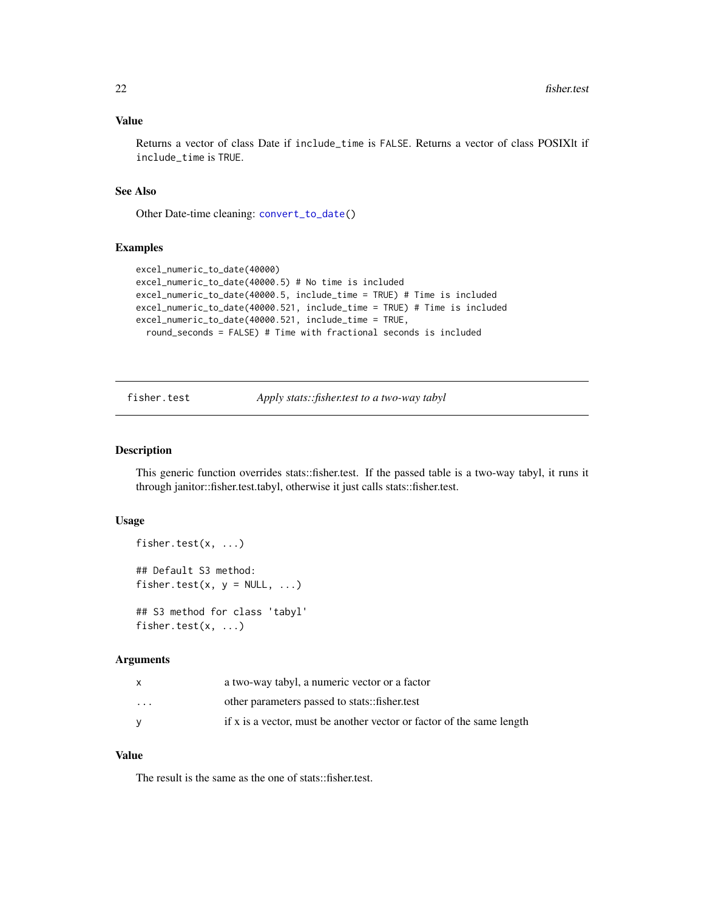### Value

Returns a vector of class Date if `include_time` is `FALSE`. Returns a vector of class POSIXlt if `include_time` is `TRUE`.

### See Also

Other Date-time cleaning: `convert_to_date()`

### Examples

```
excel_numeric_to_date(40000)
excel_numeric_to_date(40000.5) # No time is included
excel_numeric_to_date(40000.5, include_time = TRUE) # Time is included
excel_numeric_to_date(40000.521, include_time = TRUE) # Time is included
excel_numeric_to_date(40000.521, include_time = TRUE,
  round_seconds = FALSE) # Time with fractional seconds is included
```

---

## fisher.test — *Apply stats::fisher.test to a two-way tabyl*

### Description

This generic function overrides stats::fisher.test. If the passed table is a two-way tabyl, it runs it through janitor::fisher.test.tabyl, otherwise it just calls stats::fisher.test.

### Usage

```
fisher.test(x, ...)

## Default S3 method:
fisher.test(x, y = NULL, ...)

## S3 method for class 'tabyl'
fisher.test(x, ...)
```

### Arguments

| | |
|---|---|
| x | a two-way tabyl, a numeric vector or a factor |
| ... | other parameters passed to stats::fisher.test |
| y | if x is a vector, must be another vector or factor of the same length |

### Value

The result is the same as the one of stats::fisher.test.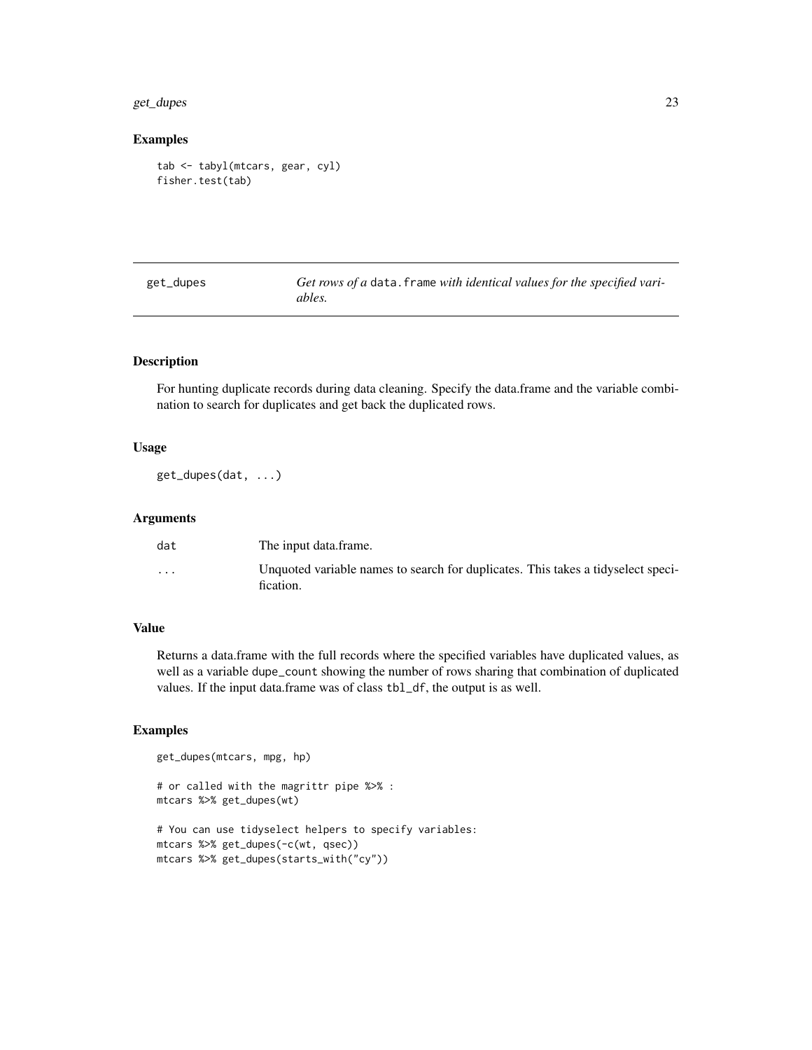## Examples

```
tab <- tabyl(mtcars, gear, cyl)
fisher.test(tab)
```

---

## get_dupes

*Get rows of a* `data.frame` *with identical values for the specified variables.*

---

### Description

For hunting duplicate records during data cleaning. Specify the data.frame and the variable combination to search for duplicates and get back the duplicated rows.

### Usage

```
get_dupes(dat, ...)
```

### Arguments

| | |
|---|---|
| `dat` | The input data.frame. |
| `...` | Unquoted variable names to search for duplicates. This takes a tidyselect specification. |

### Value

Returns a data.frame with the full records where the specified variables have duplicated values, as well as a variable `dupe_count` showing the number of rows sharing that combination of duplicated values. If the input data.frame was of class `tbl_df`, the output is as well.

### Examples

```
get_dupes(mtcars, mpg, hp)

# or called with the magrittr pipe %>% :
mtcars %>% get_dupes(wt)

# You can use tidyselect helpers to specify variables:
mtcars %>% get_dupes(-c(wt, qsec))
mtcars %>% get_dupes(starts_with("cy"))
```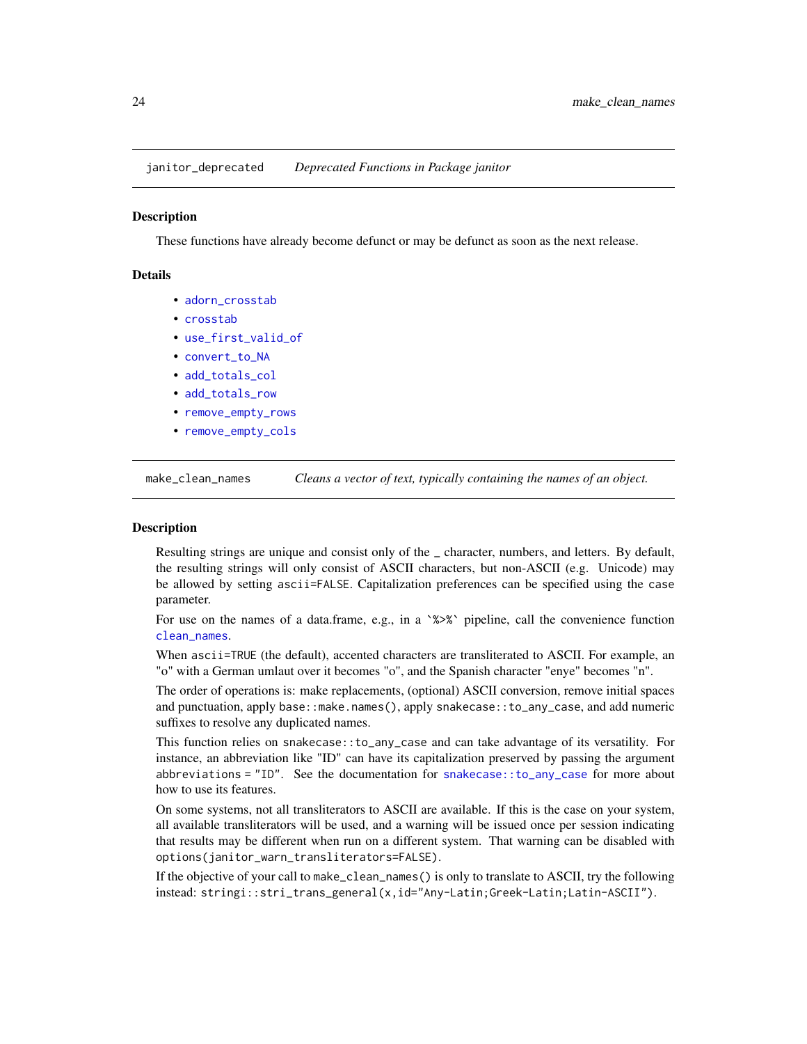## janitor_deprecated &nbsp;&nbsp;&nbsp; *Deprecated Functions in Package janitor*

### Description

These functions have already become defunct or may be defunct as soon as the next release.

### Details

- adorn_crosstab
- crosstab
- use_first_valid_of
- convert_to_NA
- add_totals_col
- add_totals_row
- remove_empty_rows
- remove_empty_cols

## make_clean_names &nbsp;&nbsp;&nbsp; *Cleans a vector of text, typically containing the names of an object.*

### Description

Resulting strings are unique and consist only of the _ character, numbers, and letters. By default, the resulting strings will only consist of ASCII characters, but non-ASCII (e.g. Unicode) may be allowed by setting `ascii=FALSE`. Capitalization preferences can be specified using the `case` parameter.

For use on the names of a data.frame, e.g., in a `%>%` pipeline, call the convenience function `clean_names`.

When `ascii=TRUE` (the default), accented characters are transliterated to ASCII. For example, an "o" with a German umlaut over it becomes "o", and the Spanish character "enye" becomes "n".

The order of operations is: make replacements, (optional) ASCII conversion, remove initial spaces and punctuation, apply `base::make.names()`, apply `snakecase::to_any_case`, and add numeric suffixes to resolve any duplicated names.

This function relies on `snakecase::to_any_case` and can take advantage of its versatility. For instance, an abbreviation like "ID" can have its capitalization preserved by passing the argument `abbreviations = "ID"`. See the documentation for `snakecase::to_any_case` for more about how to use its features.

On some systems, not all transliterators to ASCII are available. If this is the case on your system, all available transliterators will be used, and a warning will be issued once per session indicating that results may be different when run on a different system. That warning can be disabled with `options(janitor_warn_transliterators=FALSE)`.

If the objective of your call to `make_clean_names()` is only to translate to ASCII, try the following instead: `stringi::stri_trans_general(x,id="Any-Latin;Greek-Latin;Latin-ASCII")`.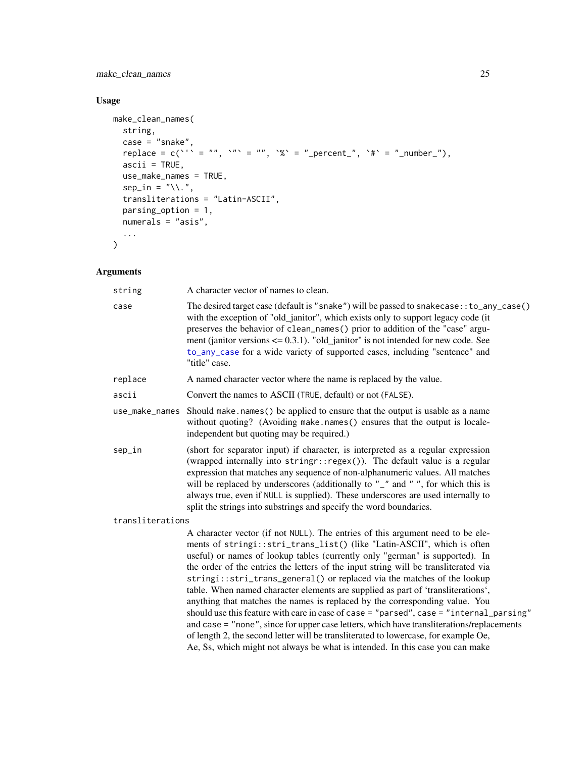### Usage

```
make_clean_names(
  string,
  case = "snake",
  replace = c(`'` = "", `"` = "", `%` = "_percent_", `#` = "_number_"),
  ascii = TRUE,
  use_make_names = TRUE,
  sep_in = "\\.",
  transliterations = "Latin-ASCII",
  parsing_option = 1,
  numerals = "asis",
  ...
)
```

### Arguments

**string** A character vector of names to clean.

**case** The desired target case (default is "snake") will be passed to `snakecase::to_any_case()` with the exception of "old_janitor", which exists only to support legacy code (it preserves the behavior of `clean_names()` prior to addition of the "case" argument (janitor versions <= 0.3.1). "old_janitor" is not intended for new code. See `to_any_case` for a wide variety of supported cases, including "sentence" and "title" case.

**replace** A named character vector where the name is replaced by the value.

**ascii** Convert the names to ASCII (`TRUE`, default) or not (`FALSE`).

**use_make_names** Should `make.names()` be applied to ensure that the output is usable as a name without quoting? (Avoiding `make.names()` ensures that the output is locale-independent but quoting may be required.)

**sep_in** (short for separator input) if character, is interpreted as a regular expression (wrapped internally into `stringr::regex()`). The default value is a regular expression that matches any sequence of non-alphanumeric values. All matches will be replaced by underscores (additionally to "_" and " ", for which this is always true, even if `NULL` is supplied). These underscores are used internally to split the strings into substrings and specify the word boundaries.

**transliterations** A character vector (if not `NULL`). The entries of this argument need to be elements of `stringi::stri_trans_list()` (like "Latin-ASCII", which is often useful) or names of lookup tables (currently only "german" is supported). In the order of the entries the letters of the input string will be transliterated via `stringi::stri_trans_general()` or replaced via the matches of the lookup table. When named character elements are supplied as part of 'transliterations', anything that matches the names is replaced by the corresponding value. You should use this feature with care in case of `case = "parsed"`, `case = "internal_parsing"` and `case = "none"`, since for upper case letters, which have transliterations/replacements of length 2, the second letter will be transliterated to lowercase, for example Oe, Ae, Ss, which might not always be what is intended. In this case you can make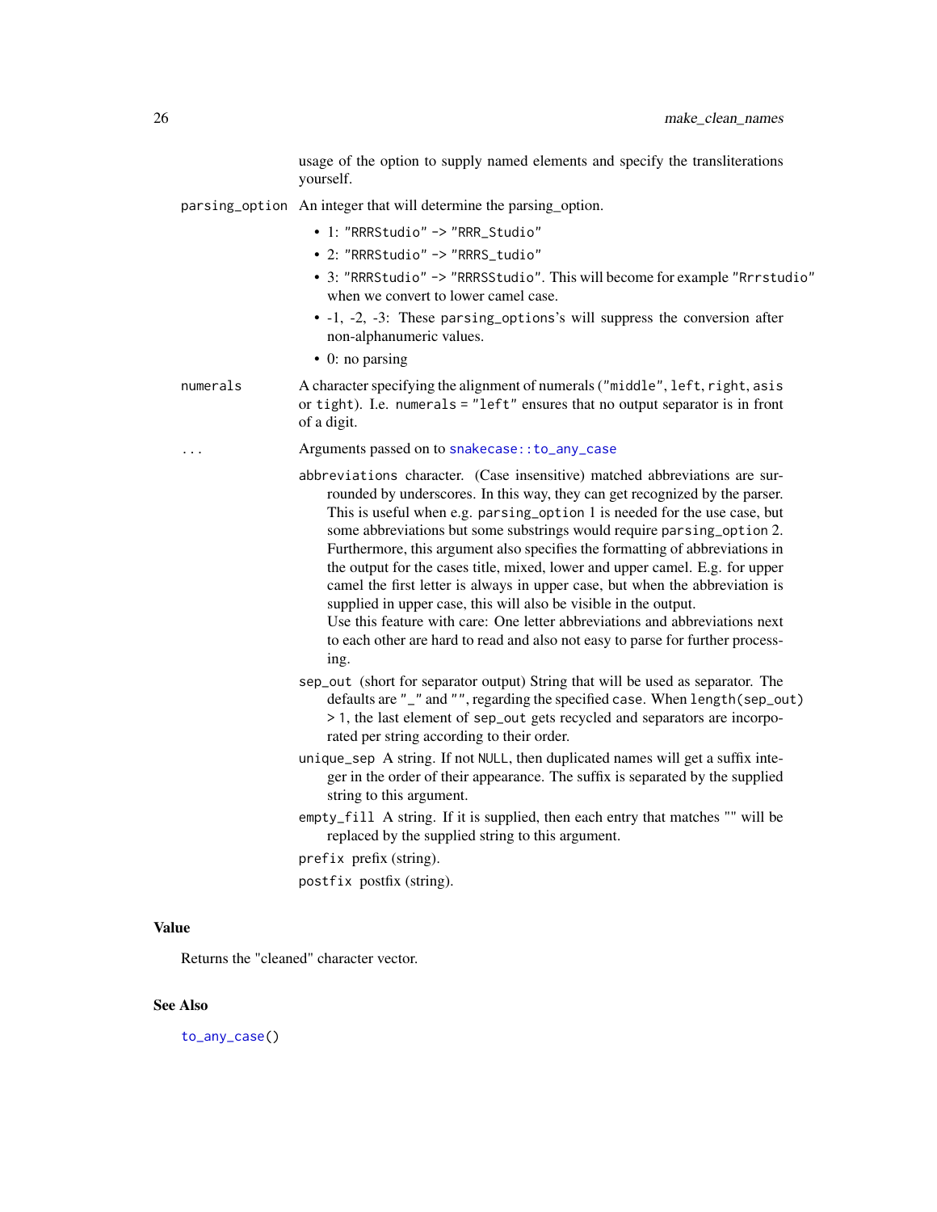usage of the option to supply named elements and specify the transliterations yourself.

**parsing_option** An integer that will determine the parsing_option.

- 1: "RRRStudio" -> "RRR_Studio"
- 2: "RRRStudio" -> "RRRS_tudio"
- 3: "RRRStudio" -> "RRRSStudio". This will become for example "Rrrstudio" when we convert to lower camel case.
- -1, -2, -3: These parsing_options's will suppress the conversion after non-alphanumeric values.
- 0: no parsing

**numerals** A character specifying the alignment of numerals ("middle", left, right, asis or tight). I.e. numerals = "left" ensures that no output separator is in front of a digit.

**...** Arguments passed on to `snakecase::to_any_case`

`abbreviations` character. (Case insensitive) matched abbreviations are surrounded by underscores. In this way, they can get recognized by the parser. This is useful when e.g. parsing_option 1 is needed for the use case, but some abbreviations but some substrings would require parsing_option 2. Furthermore, this argument also specifies the formatting of abbreviations in the output for the cases title, mixed, lower and upper camel. E.g. for upper camel the first letter is always in upper case, but when the abbreviation is supplied in upper case, this will also be visible in the output.
Use this feature with care: One letter abbreviations and abbreviations next to each other are hard to read and also not easy to parse for further processing.

`sep_out` (short for separator output) String that will be used as separator. The defaults are "_" and "", regarding the specified case. When length(sep_out) > 1, the last element of sep_out gets recycled and separators are incorporated per string according to their order.

`unique_sep` A string. If not NULL, then duplicated names will get a suffix integer in the order of their appearance. The suffix is separated by the supplied string to this argument.

`empty_fill` A string. If it is supplied, then each entry that matches "" will be replaced by the supplied string to this argument.

`prefix` prefix (string).

`postfix` postfix (string).

## Value

Returns the "cleaned" character vector.

## See Also

`to_any_case()`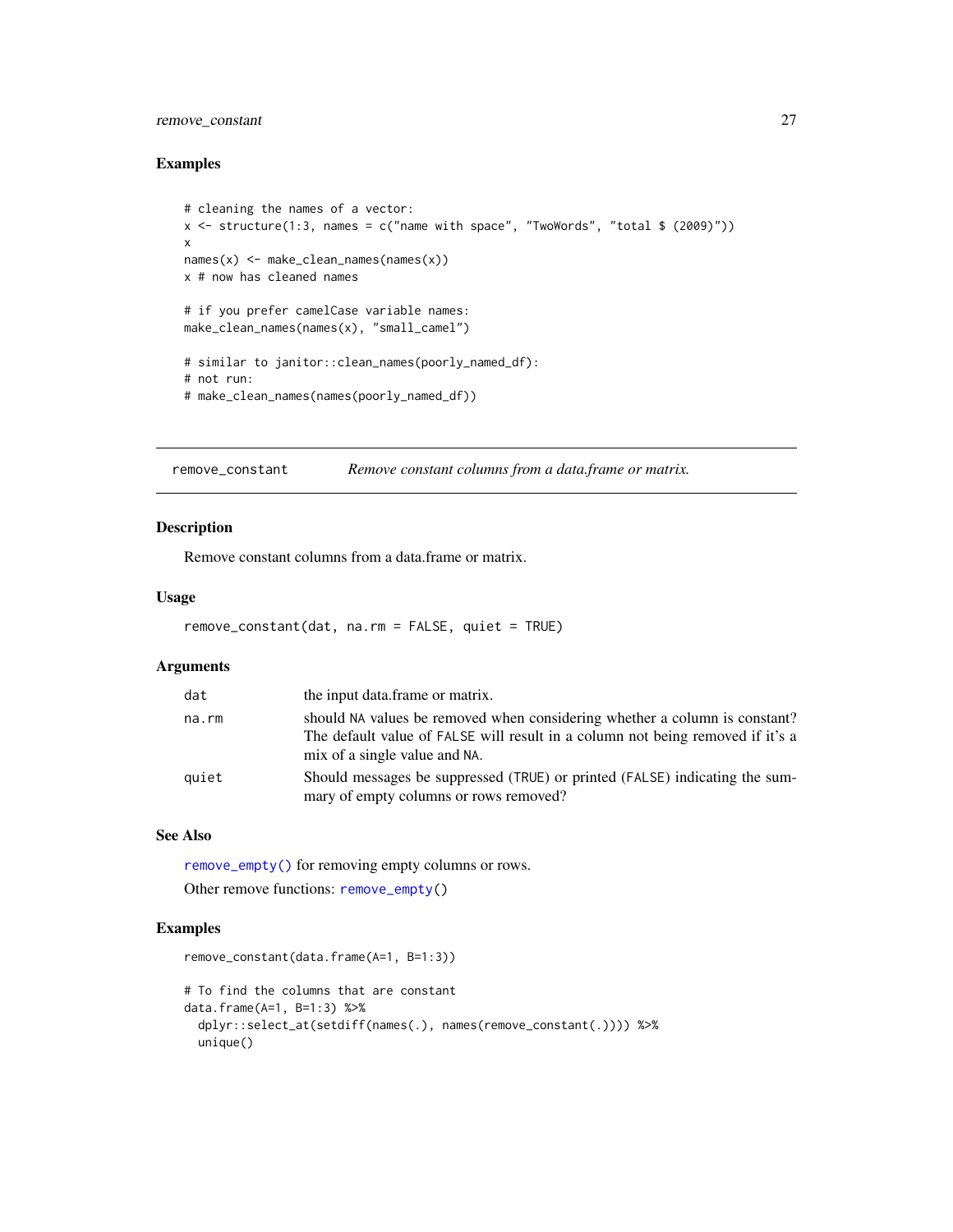### Examples

```
# cleaning the names of a vector:
x <- structure(1:3, names = c("name with space", "TwoWords", "total $ (2009)"))
x
names(x) <- make_clean_names(names(x))
x # now has cleaned names

# if you prefer camelCase variable names:
make_clean_names(names(x), "small_camel")

# similar to janitor::clean_names(poorly_named_df):
# not run:
# make_clean_names(names(poorly_named_df))
```

---

## remove_constant — *Remove constant columns from a data.frame or matrix.*

### Description

Remove constant columns from a data.frame or matrix.

### Usage

```
remove_constant(dat, na.rm = FALSE, quiet = TRUE)
```

### Arguments

| Argument | Description |
| --- | --- |
| `dat` | the input data.frame or matrix. |
| `na.rm` | should `NA` values be removed when considering whether a column is constant? The default value of `FALSE` will result in a column not being removed if it's a mix of a single value and `NA`. |
| `quiet` | Should messages be suppressed (`TRUE`) or printed (`FALSE`) indicating the summary of empty columns or rows removed? |

### See Also

`remove_empty()` for removing empty columns or rows.

Other remove functions: `remove_empty()`

### Examples

```
remove_constant(data.frame(A=1, B=1:3))

# To find the columns that are constant
data.frame(A=1, B=1:3) %>%
  dplyr::select_at(setdiff(names(.), names(remove_constant(.)))) %>%
  unique()
```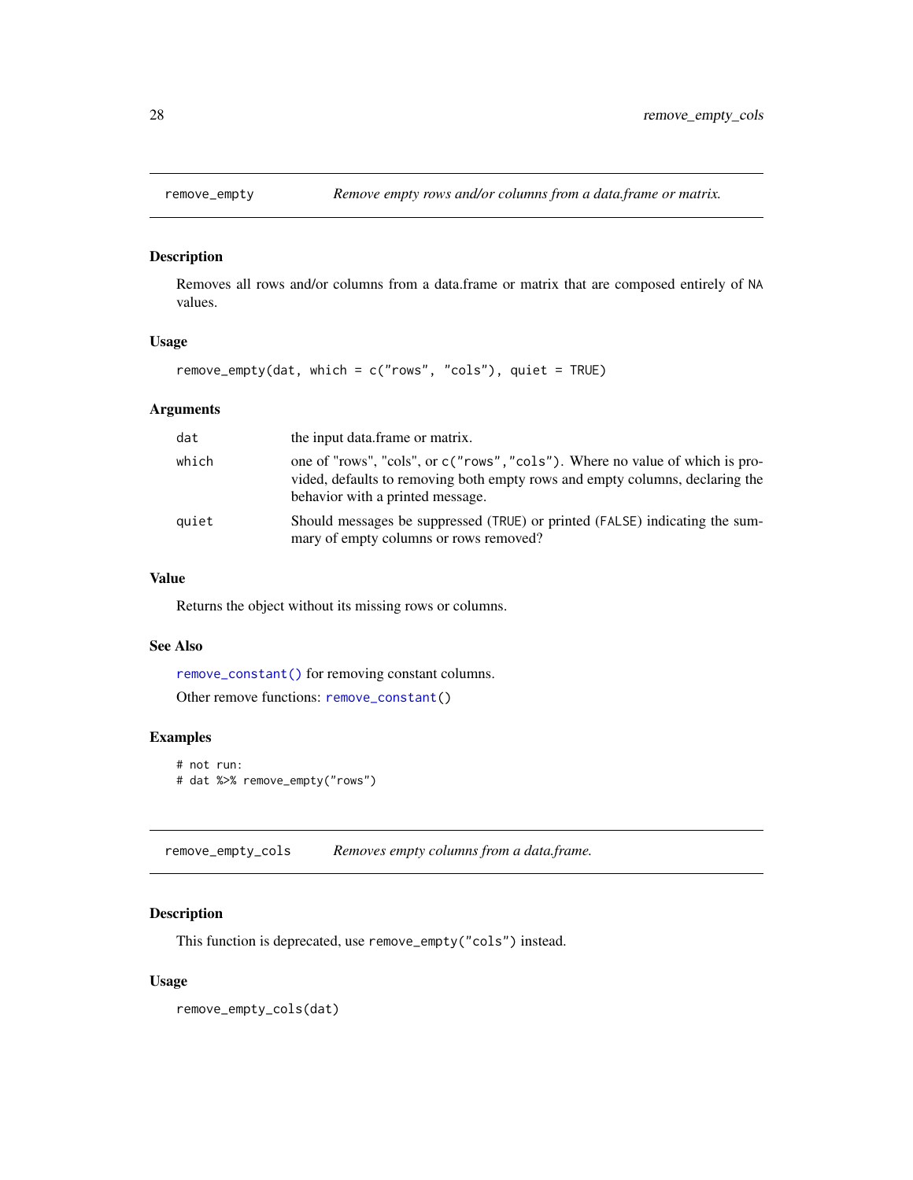## remove_empty — *Remove empty rows and/or columns from a data.frame or matrix.*

### Description

Removes all rows and/or columns from a data.frame or matrix that are composed entirely of `NA` values.

### Usage

```
remove_empty(dat, which = c("rows", "cols"), quiet = TRUE)
```

### Arguments

| | |
|---|---|
| `dat` | the input data.frame or matrix. |
| `which` | one of "rows", "cols", or `c("rows","cols")`. Where no value of which is provided, defaults to removing both empty rows and empty columns, declaring the behavior with a printed message. |
| `quiet` | Should messages be suppressed (`TRUE`) or printed (`FALSE`) indicating the summary of empty columns or rows removed? |

### Value

Returns the object without its missing rows or columns.

### See Also

`remove_constant()` for removing constant columns.

Other remove functions: `remove_constant()`

### Examples

```
# not run:
# dat %>% remove_empty("rows")
```

## remove_empty_cols — *Removes empty columns from a data.frame.*

### Description

This function is deprecated, use `remove_empty("cols")` instead.

### Usage

```
remove_empty_cols(dat)
```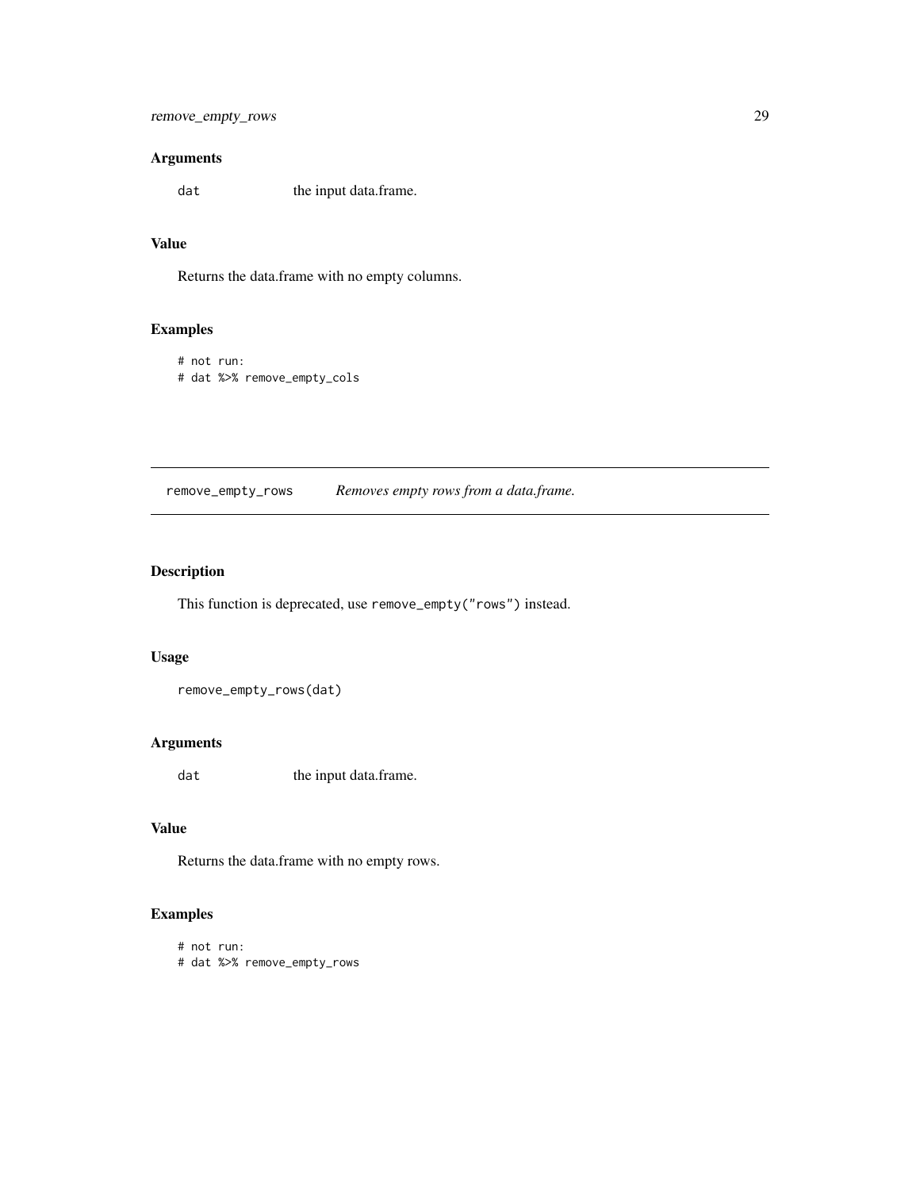### Arguments

dat — the input data.frame.

### Value

Returns the data.frame with no empty columns.

### Examples

```
# not run:
# dat %>% remove_empty_cols
```

---

## remove_empty_rows — *Removes empty rows from a data.frame.*

---

### Description

This function is deprecated, use `remove_empty("rows")` instead.

### Usage

```
remove_empty_rows(dat)
```

### Arguments

dat — the input data.frame.

### Value

Returns the data.frame with no empty rows.

### Examples

```
# not run:
# dat %>% remove_empty_rows
```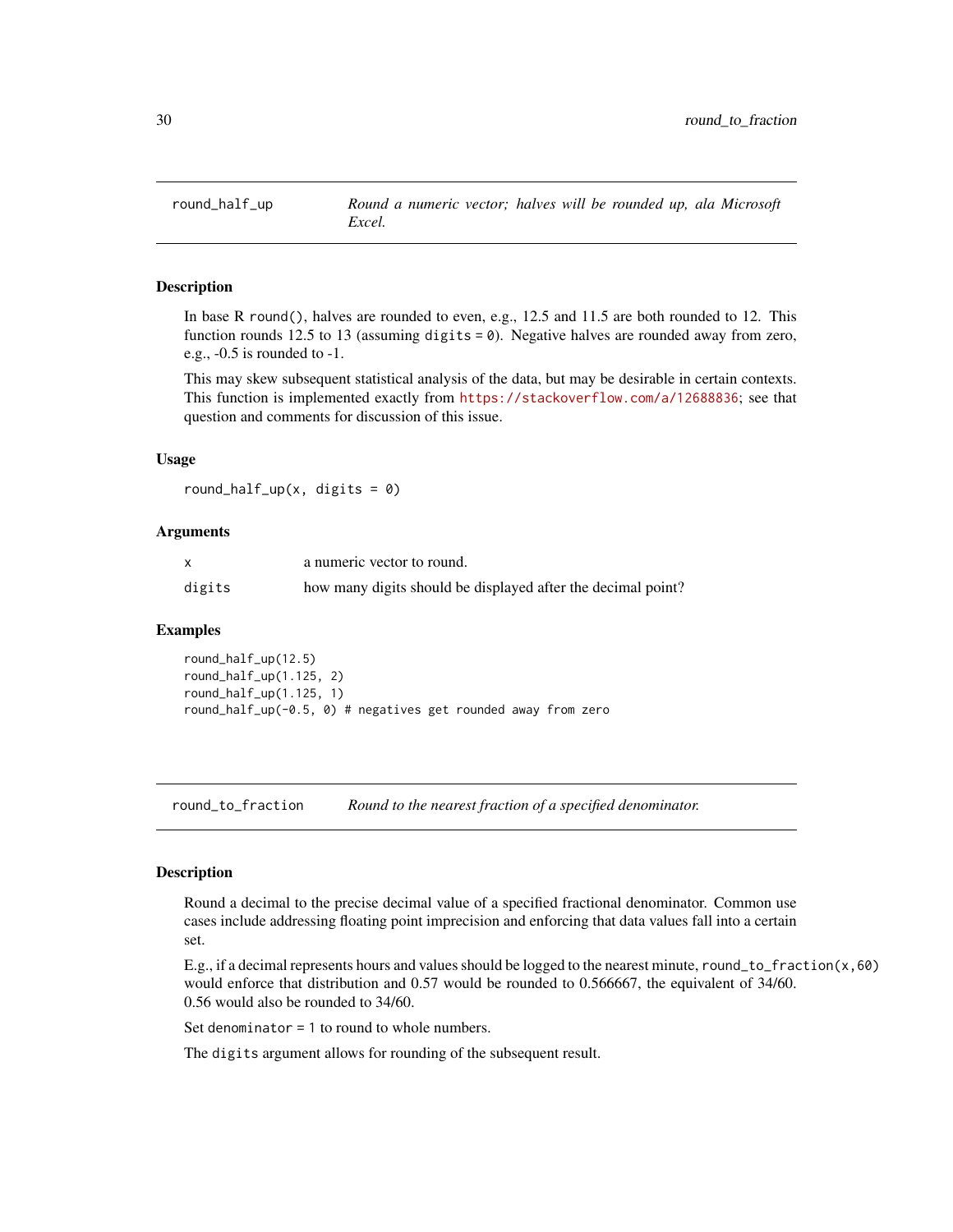## round_half_up

*Round a numeric vector; halves will be rounded up, ala Microsoft Excel.*

### Description

In base R `round()`, halves are rounded to even, e.g., 12.5 and 11.5 are both rounded to 12. This function rounds 12.5 to 13 (assuming `digits = 0`). Negative halves are rounded away from zero, e.g., -0.5 is rounded to -1.

This may skew subsequent statistical analysis of the data, but may be desirable in certain contexts. This function is implemented exactly from https://stackoverflow.com/a/12688836; see that question and comments for discussion of this issue.

### Usage

```
round_half_up(x, digits = 0)
```

### Arguments

| | |
|---|---|
| x | a numeric vector to round. |
| digits | how many digits should be displayed after the decimal point? |

### Examples

```
round_half_up(12.5)
round_half_up(1.125, 2)
round_half_up(1.125, 1)
round_half_up(-0.5, 0) # negatives get rounded away from zero
```

## round_to_fraction

*Round to the nearest fraction of a specified denominator.*

### Description

Round a decimal to the precise decimal value of a specified fractional denominator. Common use cases include addressing floating point imprecision and enforcing that data values fall into a certain set.

E.g., if a decimal represents hours and values should be logged to the nearest minute, `round_to_fraction(x,60)` would enforce that distribution and 0.57 would be rounded to 0.566667, the equivalent of 34/60. 0.56 would also be rounded to 34/60.

Set `denominator = 1` to round to whole numbers.

The `digits` argument allows for rounding of the subsequent result.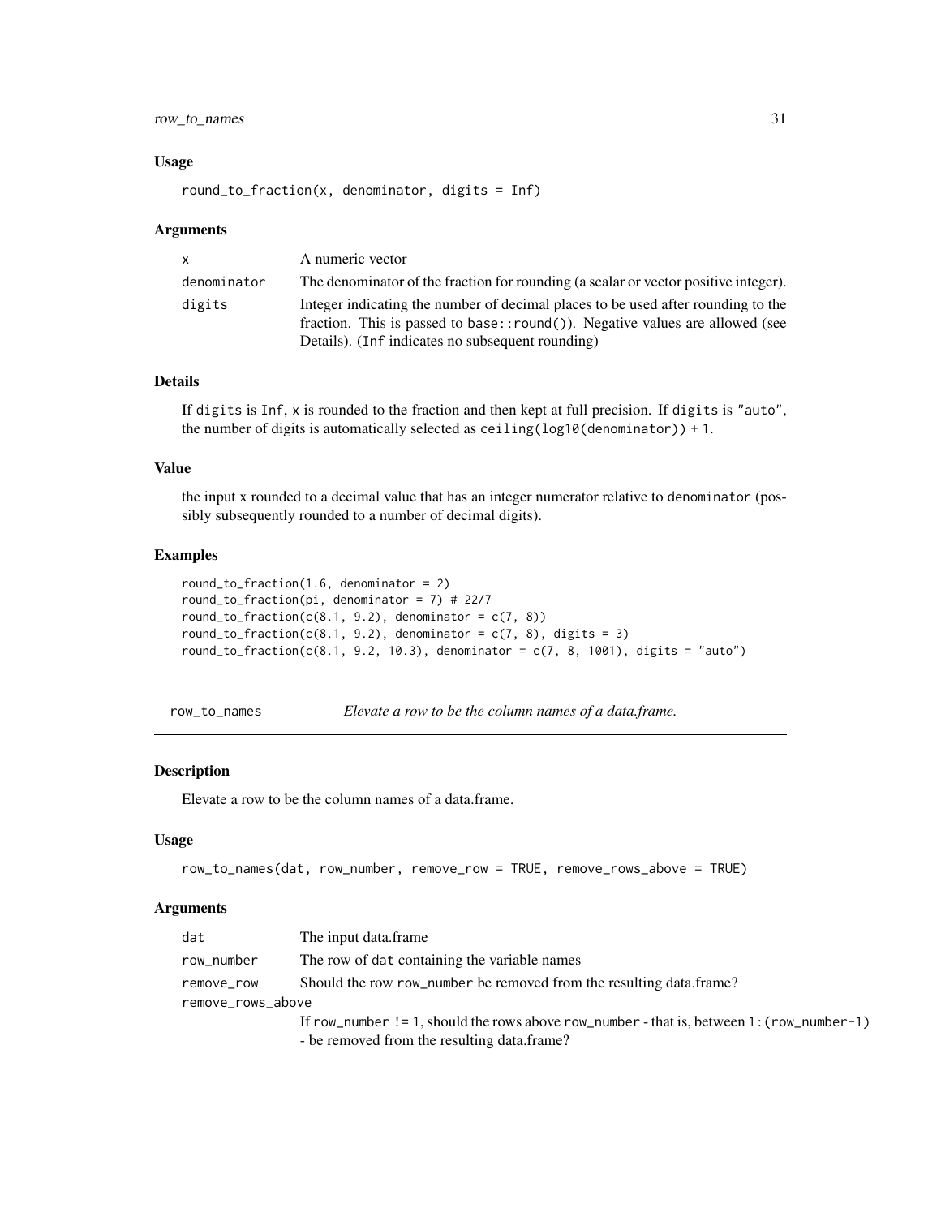### Usage

```
round_to_fraction(x, denominator, digits = Inf)
```

### Arguments

| | |
|---|---|
| `x` | A numeric vector |
| `denominator` | The denominator of the fraction for rounding (a scalar or vector positive integer). |
| `digits` | Integer indicating the number of decimal places to be used after rounding to the fraction. This is passed to `base::round()`). Negative values are allowed (see Details). (`Inf` indicates no subsequent rounding) |

### Details

If `digits` is `Inf`, `x` is rounded to the fraction and then kept at full precision. If `digits` is `"auto"`, the number of digits is automatically selected as `ceiling(log10(denominator)) + 1`.

### Value

the input x rounded to a decimal value that has an integer numerator relative to `denominator` (possibly subsequently rounded to a number of decimal digits).

### Examples

```
round_to_fraction(1.6, denominator = 2)
round_to_fraction(pi, denominator = 7) # 22/7
round_to_fraction(c(8.1, 9.2), denominator = c(7, 8))
round_to_fraction(c(8.1, 9.2), denominator = c(7, 8), digits = 3)
round_to_fraction(c(8.1, 9.2, 10.3), denominator = c(7, 8, 1001), digits = "auto")
```

---

## `row_to_names` *Elevate a row to be the column names of a data.frame.*

---

### Description

Elevate a row to be the column names of a data.frame.

### Usage

```
row_to_names(dat, row_number, remove_row = TRUE, remove_rows_above = TRUE)
```

### Arguments

| | |
|---|---|
| `dat` | The input data.frame |
| `row_number` | The row of `dat` containing the variable names |
| `remove_row` | Should the row `row_number` be removed from the resulting data.frame? |
| `remove_rows_above` | If `row_number != 1`, should the rows above `row_number` - that is, between `1:(row_number-1)` - be removed from the resulting data.frame? |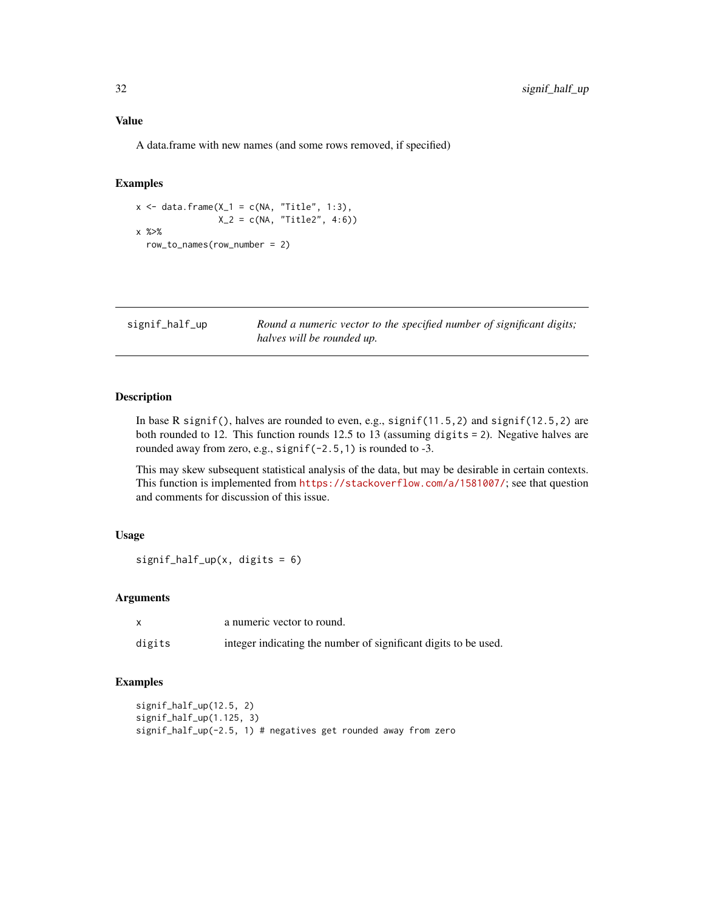### Value

A data.frame with new names (and some rows removed, if specified)

### Examples

```
x <- data.frame(X_1 = c(NA, "Title", 1:3),
                X_2 = c(NA, "Title2", 4:6))
x %>%
  row_to_names(row_number = 2)
```

---

## signif_half_up

*Round a numeric vector to the specified number of significant digits; halves will be rounded up.*

---

### Description

In base R `signif()`, halves are rounded to even, e.g., `signif(11.5,2)` and `signif(12.5,2)` are both rounded to 12. This function rounds 12.5 to 13 (assuming `digits = 2`). Negative halves are rounded away from zero, e.g., `signif(-2.5,1)` is rounded to -3.

This may skew subsequent statistical analysis of the data, but may be desirable in certain contexts. This function is implemented from https://stackoverflow.com/a/1581007/; see that question and comments for discussion of this issue.

### Usage

```
signif_half_up(x, digits = 6)
```

### Arguments

| | |
|---|---|
| x | a numeric vector to round. |
| digits | integer indicating the number of significant digits to be used. |

### Examples

```
signif_half_up(12.5, 2)
signif_half_up(1.125, 3)
signif_half_up(-2.5, 1) # negatives get rounded away from zero
```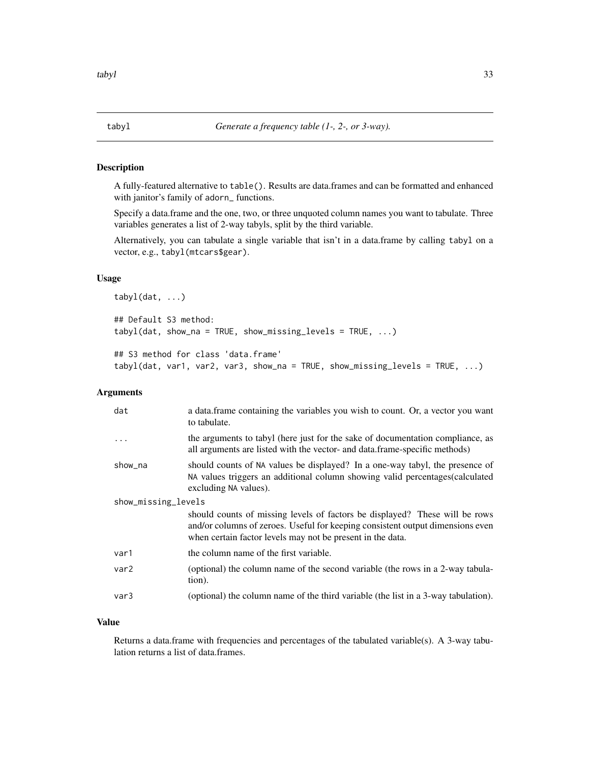# tabyl — *Generate a frequency table (1-, 2-, or 3-way).*

## Description

A fully-featured alternative to `table()`. Results are data.frames and can be formatted and enhanced with janitor's family of `adorn_` functions.

Specify a data.frame and the one, two, or three unquoted column names you want to tabulate. Three variables generates a list of 2-way tabyls, split by the third variable.

Alternatively, you can tabulate a single variable that isn't in a data.frame by calling `tabyl` on a vector, e.g., `tabyl(mtcars$gear)`.

## Usage

```
tabyl(dat, ...)

## Default S3 method:
tabyl(dat, show_na = TRUE, show_missing_levels = TRUE, ...)

## S3 method for class 'data.frame'
tabyl(dat, var1, var2, var3, show_na = TRUE, show_missing_levels = TRUE, ...)
```

## Arguments

| | |
|---|---|
| `dat` | a data.frame containing the variables you wish to count. Or, a vector you want to tabulate. |
| `...` | the arguments to tabyl (here just for the sake of documentation compliance, as all arguments are listed with the vector- and data.frame-specific methods) |
| `show_na` | should counts of `NA` values be displayed? In a one-way tabyl, the presence of `NA` values triggers an additional column showing valid percentages(calculated excluding `NA` values). |
| `show_missing_levels` | should counts of missing levels of factors be displayed? These will be rows and/or columns of zeroes. Useful for keeping consistent output dimensions even when certain factor levels may not be present in the data. |
| `var1` | the column name of the first variable. |
| `var2` | (optional) the column name of the second variable (the rows in a 2-way tabulation). |
| `var3` | (optional) the column name of the third variable (the list in a 3-way tabulation). |

## Value

Returns a data.frame with frequencies and percentages of the tabulated variable(s). A 3-way tabulation returns a list of data.frames.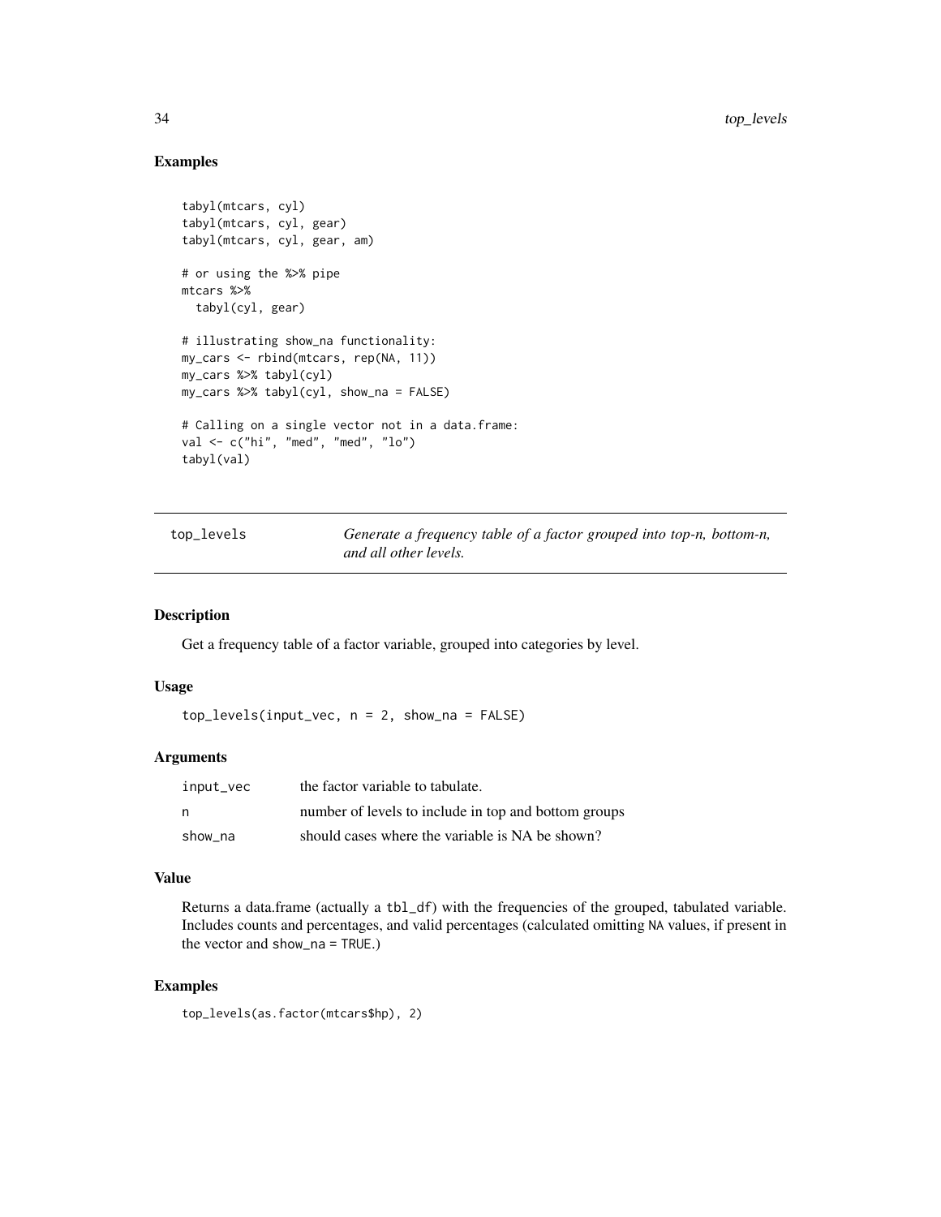## Examples

```
tabyl(mtcars, cyl)
tabyl(mtcars, cyl, gear)
tabyl(mtcars, cyl, gear, am)

# or using the %>% pipe
mtcars %>%
  tabyl(cyl, gear)

# illustrating show_na functionality:
my_cars <- rbind(mtcars, rep(NA, 11))
my_cars %>% tabyl(cyl)
my_cars %>% tabyl(cyl, show_na = FALSE)

# Calling on a single vector not in a data.frame:
val <- c("hi", "med", "med", "lo")
tabyl(val)
```

---

# top_levels    *Generate a frequency table of a factor grouped into top-n, bottom-n, and all other levels.*

---

## Description

Get a frequency table of a factor variable, grouped into categories by level.

## Usage

```
top_levels(input_vec, n = 2, show_na = FALSE)
```

## Arguments

| | |
|---|---|
| input_vec | the factor variable to tabulate. |
| n | number of levels to include in top and bottom groups |
| show_na | should cases where the variable is NA be shown? |

## Value

Returns a data.frame (actually a `tbl_df`) with the frequencies of the grouped, tabulated variable. Includes counts and percentages, and valid percentages (calculated omitting `NA` values, if present in the vector and `show_na = TRUE`.)

## Examples

```
top_levels(as.factor(mtcars$hp), 2)
```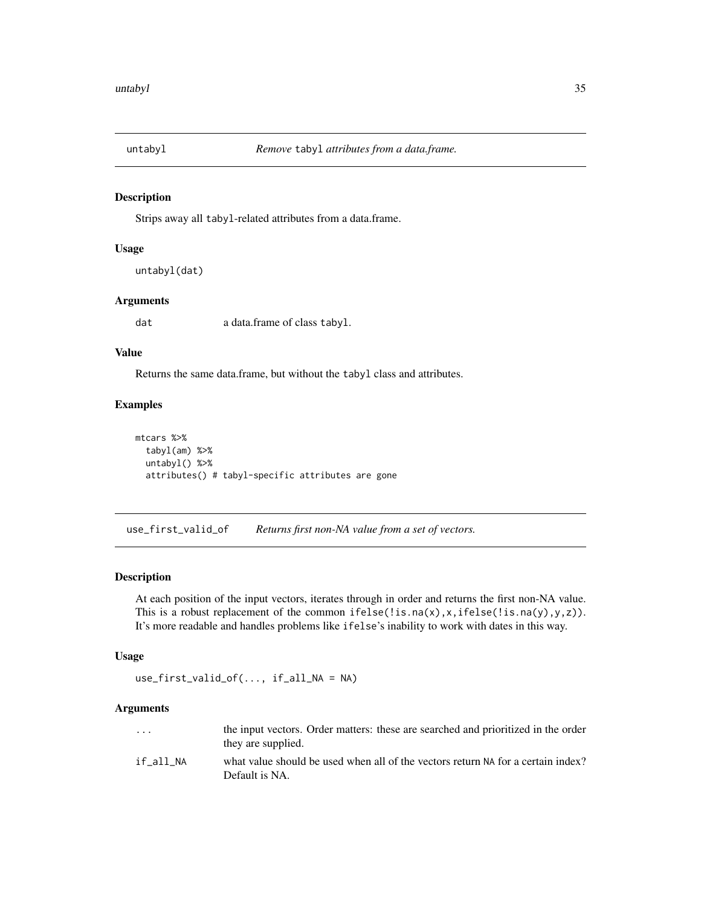## untabyl — *Remove* `tabyl` *attributes from a data.frame.*

### Description

Strips away all `tabyl`-related attributes from a data.frame.

### Usage

```
untabyl(dat)
```

### Arguments

| | |
|---|---|
| `dat` | a data.frame of class `tabyl`. |

### Value

Returns the same data.frame, but without the `tabyl` class and attributes.

### Examples

```
mtcars %>%
  tabyl(am) %>%
  untabyl() %>%
  attributes() # tabyl-specific attributes are gone
```

## use_first_valid_of — *Returns first non-NA value from a set of vectors.*

### Description

At each position of the input vectors, iterates through in order and returns the first non-NA value. This is a robust replacement of the common `ifelse(!is.na(x),x,ifelse(!is.na(y),y,z))`. It's more readable and handles problems like `ifelse`'s inability to work with dates in this way.

### Usage

```
use_first_valid_of(..., if_all_NA = NA)
```

### Arguments

| | |
|---|---|
| `...` | the input vectors. Order matters: these are searched and prioritized in the order they are supplied. |
| `if_all_NA` | what value should be used when all of the vectors return `NA` for a certain index? Default is NA. |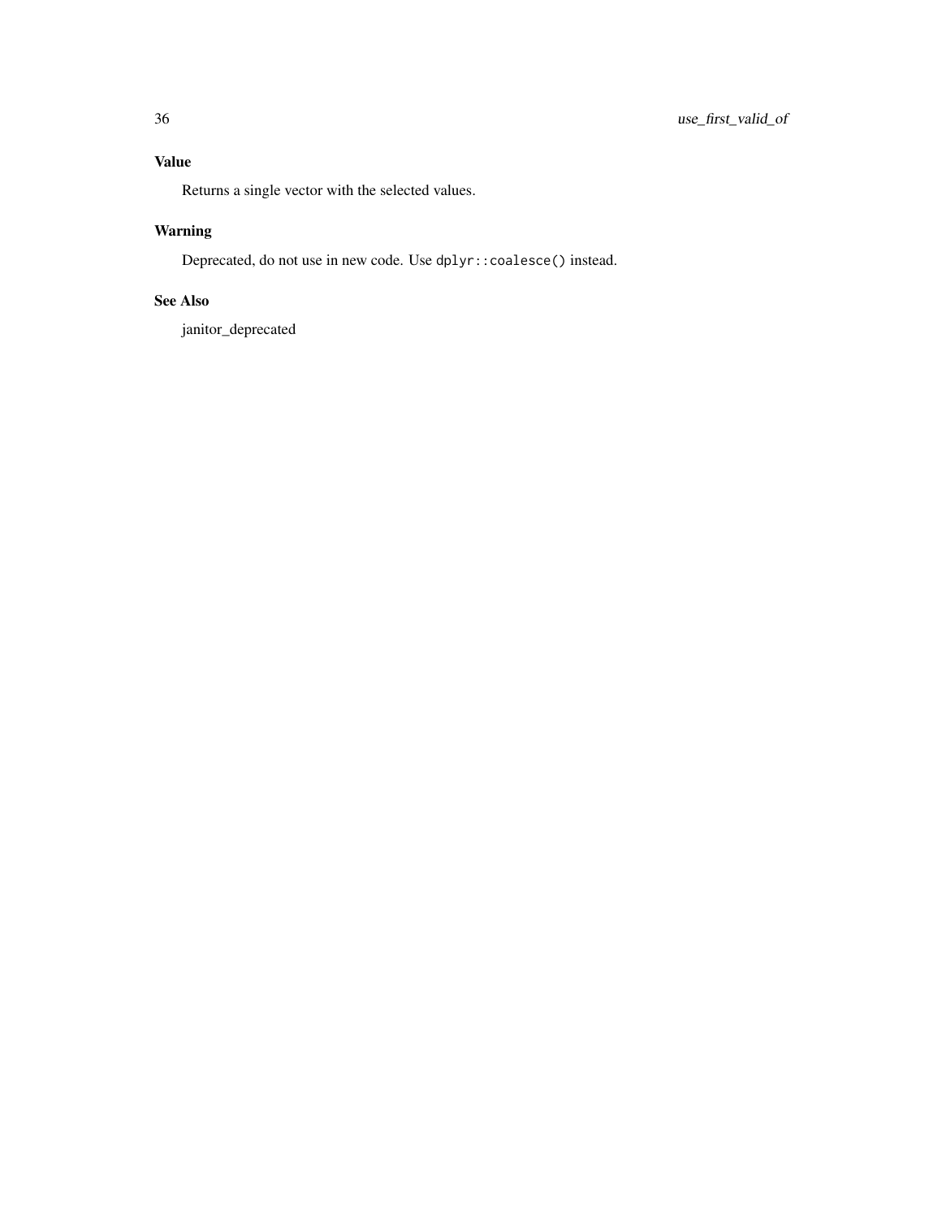## Value

Returns a single vector with the selected values.

## Warning

Deprecated, do not use in new code. Use `dplyr::coalesce()` instead.

## See Also

janitor_deprecated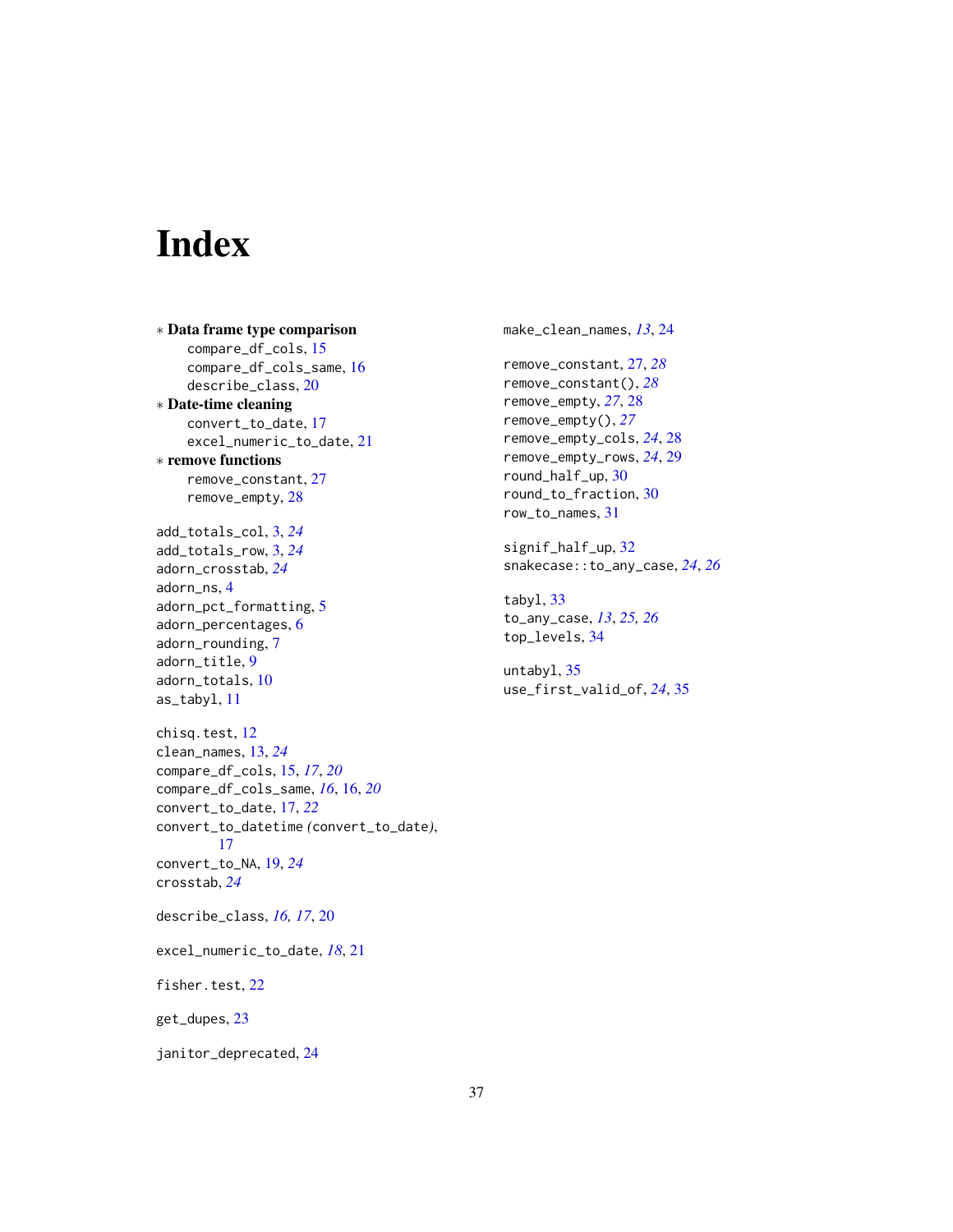# Index

∗ **Data frame type comparison**
    compare_df_cols, 15
    compare_df_cols_same, 16
    describe_class, 20

∗ **Date-time cleaning**
    convert_to_date, 17
    excel_numeric_to_date, 21

∗ **remove functions**
    remove_constant, 27
    remove_empty, 28

add_totals_col, 3, *24*
add_totals_row, 3, *24*
adorn_crosstab, *24*
adorn_ns, 4
adorn_pct_formatting, 5
adorn_percentages, 6
adorn_rounding, 7
adorn_title, 9
adorn_totals, 10
as_tabyl, 11

chisq.test, 12
clean_names, 13, *24*
compare_df_cols, 15, *17*, *20*
compare_df_cols_same, *16*, 16, *20*
convert_to_date, 17, *22*
convert_to_datetime *(*convert_to_date*)*, 17
convert_to_NA, 19, *24*
crosstab, *24*

describe_class, *16, 17*, 20

excel_numeric_to_date, *18*, 21

fisher.test, 22

get_dupes, 23

janitor_deprecated, 24

make_clean_names, *13*, 24

remove_constant, 27, *28*
remove_constant(), *28*
remove_empty, *27*, 28
remove_empty(), *27*
remove_empty_cols, *24*, 28
remove_empty_rows, *24*, 29
round_half_up, 30
round_to_fraction, 30
row_to_names, 31

signif_half_up, 32
snakecase::to_any_case, *24*, *26*

tabyl, 33
to_any_case, *13*, *25, 26*
top_levels, 34

untabyl, 35
use_first_valid_of, *24*, 35